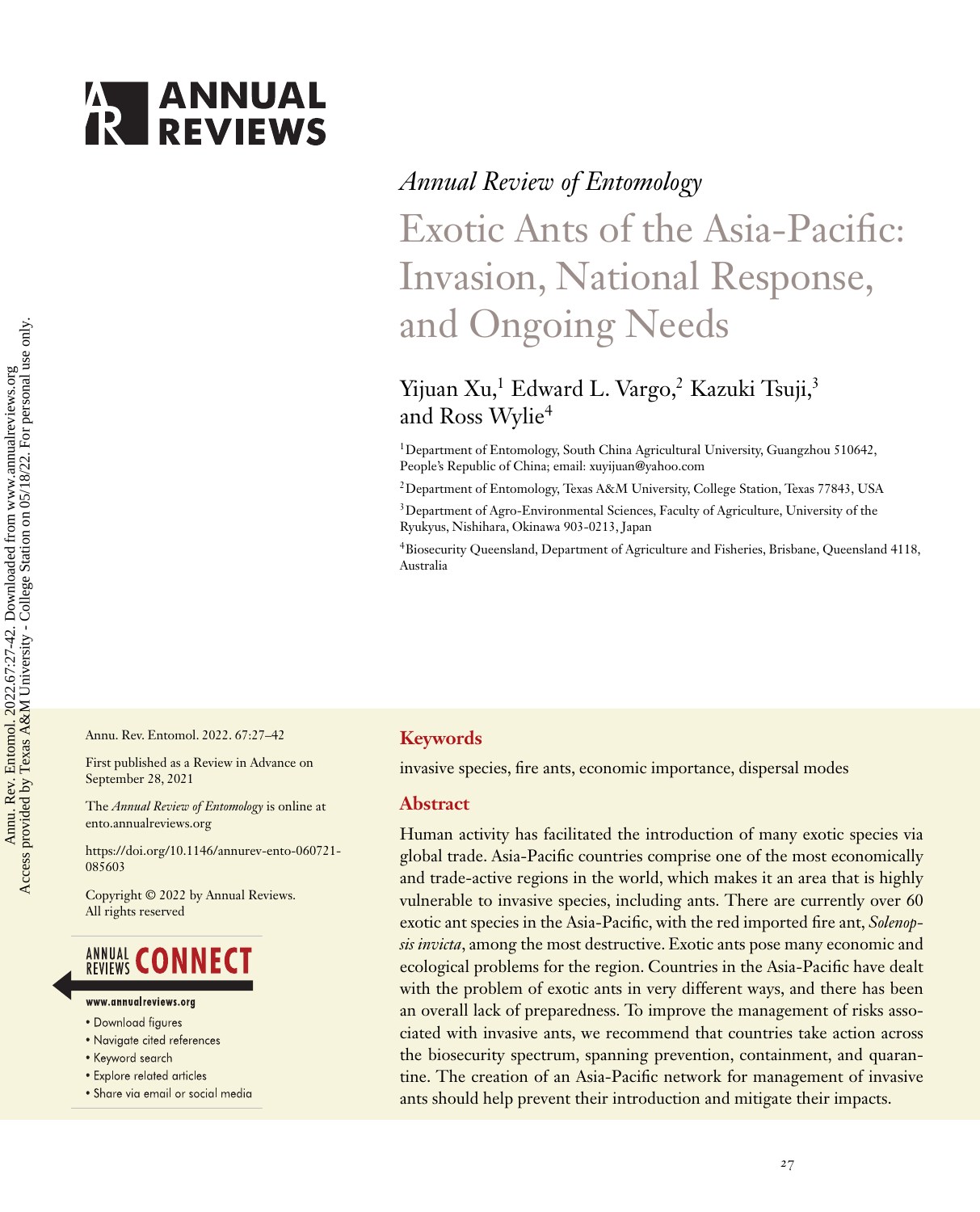*Annual Review of Entomology*

# Exotic Ants of the Asia-Pacific: Invasion, National Response, and Ongoing Needs

Yijuan Xu,[1] Edward L. Vargo,[2] Kazuki Tsuji,[3] and Ross Wylie[4]

[1]Department of Entomology, South China Agricultural University, Guangzhou 510642, People's Republic of China; email: xuyijuan@yahoo.com

[2]Department of Entomology, Texas A&M University, College Station, Texas 77843, USA

[3]Department of Agro-Environmental Sciences, Faculty of Agriculture, University of the Ryukyus, Nishihara, Okinawa 903-0213, Japan

[4]Biosecurity Queensland, Department of Agriculture and Fisheries, Brisbane, Queensland 4118, Australia

Annu. Rev. Entomol. 2022. 67:27–42

First published as a Review in Advance on September 28, 2021

The *Annual Review of Entomology* is online at ento.annualreviews.org

https://doi.org/10.1146/annurev-ento-060721-085603

Copyright © 2022 by Annual Reviews. All rights reserved

## Keywords

invasive species, fire ants, economic importance, dispersal modes

## Abstract

Human activity has facilitated the introduction of many exotic species via global trade. Asia-Pacific countries comprise one of the most economically and trade-active regions in the world, which makes it an area that is highly vulnerable to invasive species, including ants. There are currently over 60 exotic ant species in the Asia-Pacific, with the red imported fire ant, *Solenopsis invicta*, among the most destructive. Exotic ants pose many economic and ecological problems for the region. Countries in the Asia-Pacific have dealt with the problem of exotic ants in very different ways, and there has been an overall lack of preparedness. To improve the management of risks associated with invasive ants, we recommend that countries take action across the biosecurity spectrum, spanning prevention, containment, and quarantine. The creation of an Asia-Pacific network for management of invasive ants should help prevent their introduction and mitigate their impacts.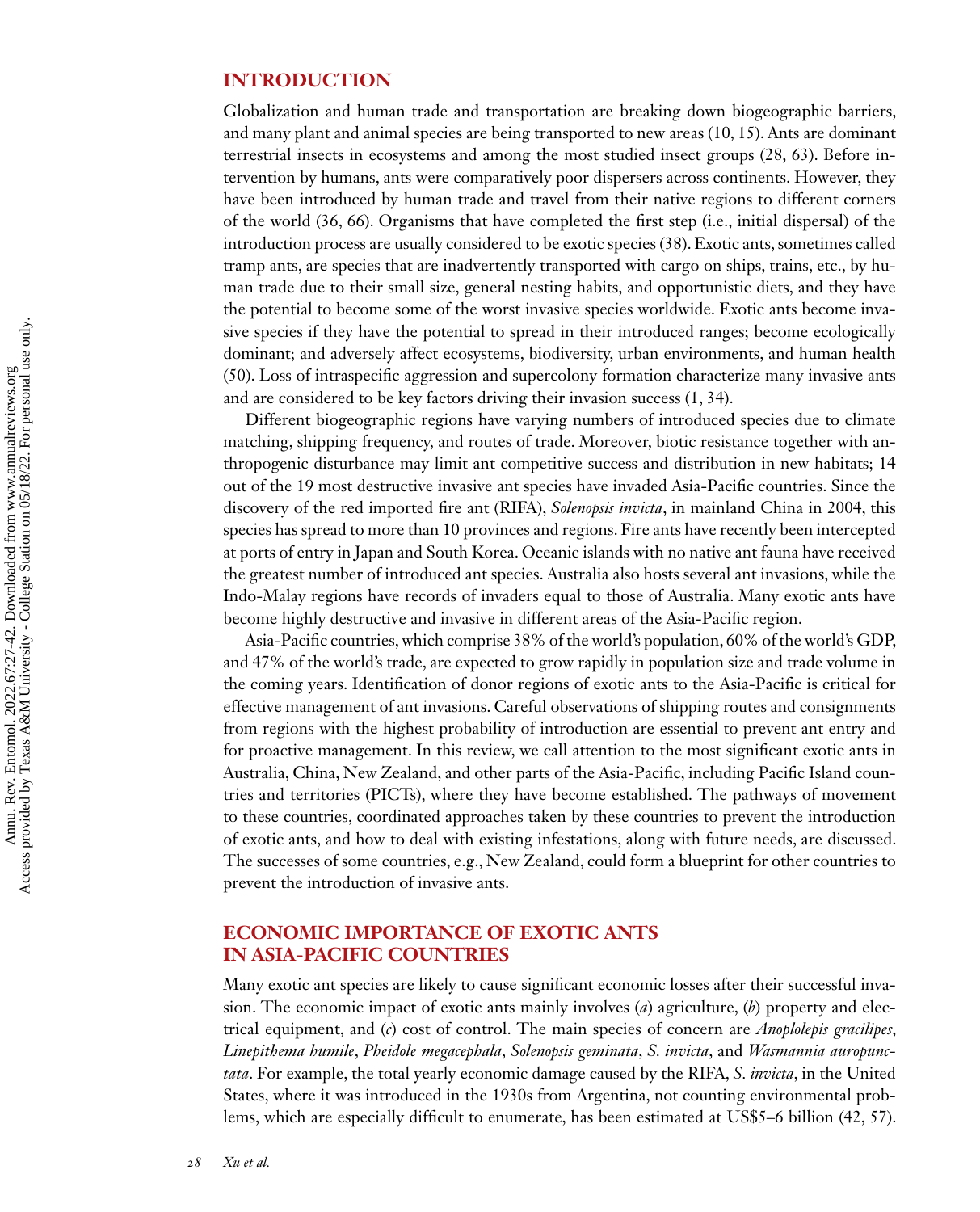## INTRODUCTION

Globalization and human trade and transportation are breaking down biogeographic barriers, and many plant and animal species are being transported to new areas (10, 15). Ants are dominant terrestrial insects in ecosystems and among the most studied insect groups (28, 63). Before intervention by humans, ants were comparatively poor dispersers across continents. However, they have been introduced by human trade and travel from their native regions to different corners of the world (36, 66). Organisms that have completed the first step (i.e., initial dispersal) of the introduction process are usually considered to be exotic species (38). Exotic ants, sometimes called tramp ants, are species that are inadvertently transported with cargo on ships, trains, etc., by human trade due to their small size, general nesting habits, and opportunistic diets, and they have the potential to become some of the worst invasive species worldwide. Exotic ants become invasive species if they have the potential to spread in their introduced ranges; become ecologically dominant; and adversely affect ecosystems, biodiversity, urban environments, and human health (50). Loss of intraspecific aggression and supercolony formation characterize many invasive ants and are considered to be key factors driving their invasion success (1, 34).

Different biogeographic regions have varying numbers of introduced species due to climate matching, shipping frequency, and routes of trade. Moreover, biotic resistance together with anthropogenic disturbance may limit ant competitive success and distribution in new habitats; 14 out of the 19 most destructive invasive ant species have invaded Asia-Pacific countries. Since the discovery of the red imported fire ant (RIFA), *Solenopsis invicta*, in mainland China in 2004, this species has spread to more than 10 provinces and regions. Fire ants have recently been intercepted at ports of entry in Japan and South Korea. Oceanic islands with no native ant fauna have received the greatest number of introduced ant species. Australia also hosts several ant invasions, while the Indo-Malay regions have records of invaders equal to those of Australia. Many exotic ants have become highly destructive and invasive in different areas of the Asia-Pacific region.

Asia-Pacific countries, which comprise 38% of the world's population, 60% of the world's GDP, and 47% of the world's trade, are expected to grow rapidly in population size and trade volume in the coming years. Identification of donor regions of exotic ants to the Asia-Pacific is critical for effective management of ant invasions. Careful observations of shipping routes and consignments from regions with the highest probability of introduction are essential to prevent ant entry and for proactive management. In this review, we call attention to the most significant exotic ants in Australia, China, New Zealand, and other parts of the Asia-Pacific, including Pacific Island countries and territories (PICTs), where they have become established. The pathways of movement to these countries, coordinated approaches taken by these countries to prevent the introduction of exotic ants, and how to deal with existing infestations, along with future needs, are discussed. The successes of some countries, e.g., New Zealand, could form a blueprint for other countries to prevent the introduction of invasive ants.

## ECONOMIC IMPORTANCE OF EXOTIC ANTS IN ASIA-PACIFIC COUNTRIES

Many exotic ant species are likely to cause significant economic losses after their successful invasion. The economic impact of exotic ants mainly involves (*a*) agriculture, (*b*) property and electrical equipment, and (*c*) cost of control. The main species of concern are *Anoplolepis gracilipes*, *Linepithema humile*, *Pheidole megacephala*, *Solenopsis geminata*, *S. invicta*, and *Wasmannia auropunctata*. For example, the total yearly economic damage caused by the RIFA, *S. invicta*, in the United States, where it was introduced in the 1930s from Argentina, not counting environmental problems, which are especially difficult to enumerate, has been estimated at US$5–6 billion (42, 57).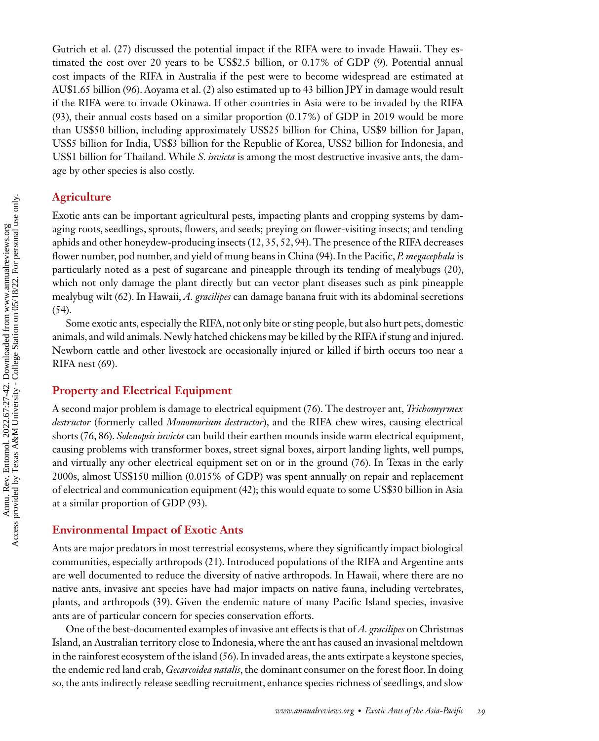Gutrich et al. (27) discussed the potential impact if the RIFA were to invade Hawaii. They estimated the cost over 20 years to be US$2.5 billion, or 0.17% of GDP (9). Potential annual cost impacts of the RIFA in Australia if the pest were to become widespread are estimated at AU$1.65 billion (96). Aoyama et al. (2) also estimated up to 43 billion JPY in damage would result if the RIFA were to invade Okinawa. If other countries in Asia were to be invaded by the RIFA (93), their annual costs based on a similar proportion (0.17%) of GDP in 2019 would be more than US$50 billion, including approximately US$25 billion for China, US$9 billion for Japan, US$5 billion for India, US$3 billion for the Republic of Korea, US$2 billion for Indonesia, and US$1 billion for Thailand. While *S. invicta* is among the most destructive invasive ants, the damage by other species is also costly.

## Agriculture

Exotic ants can be important agricultural pests, impacting plants and cropping systems by damaging roots, seedlings, sprouts, flowers, and seeds; preying on flower-visiting insects; and tending aphids and other honeydew-producing insects (12, 35, 52, 94). The presence of the RIFA decreases flower number, pod number, and yield of mung beans in China (94). In the Pacific, *P. megacephala* is particularly noted as a pest of sugarcane and pineapple through its tending of mealybugs (20), which not only damage the plant directly but can vector plant diseases such as pink pineapple mealybug wilt (62). In Hawaii, *A. gracilipes* can damage banana fruit with its abdominal secretions (54).

Some exotic ants, especially the RIFA, not only bite or sting people, but also hurt pets, domestic animals, and wild animals. Newly hatched chickens may be killed by the RIFA if stung and injured. Newborn cattle and other livestock are occasionally injured or killed if birth occurs too near a RIFA nest (69).

## Property and Electrical Equipment

A second major problem is damage to electrical equipment (76). The destroyer ant, *Trichomyrmex destructor* (formerly called *Monomorium destructor*), and the RIFA chew wires, causing electrical shorts (76, 86). *Solenopsis invicta* can build their earthen mounds inside warm electrical equipment, causing problems with transformer boxes, street signal boxes, airport landing lights, well pumps, and virtually any other electrical equipment set on or in the ground (76). In Texas in the early 2000s, almost US$150 million (0.015% of GDP) was spent annually on repair and replacement of electrical and communication equipment (42); this would equate to some US$30 billion in Asia at a similar proportion of GDP (93).

## Environmental Impact of Exotic Ants

Ants are major predators in most terrestrial ecosystems, where they significantly impact biological communities, especially arthropods (21). Introduced populations of the RIFA and Argentine ants are well documented to reduce the diversity of native arthropods. In Hawaii, where there are no native ants, invasive ant species have had major impacts on native fauna, including vertebrates, plants, and arthropods (39). Given the endemic nature of many Pacific Island species, invasive ants are of particular concern for species conservation efforts.

One of the best-documented examples of invasive ant effects is that of *A. gracilipes* on Christmas Island, an Australian territory close to Indonesia, where the ant has caused an invasional meltdown in the rainforest ecosystem of the island (56). In invaded areas, the ants extirpate a keystone species, the endemic red land crab, *Gecarcoidea natalis*, the dominant consumer on the forest floor. In doing so, the ants indirectly release seedling recruitment, enhance species richness of seedlings, and slow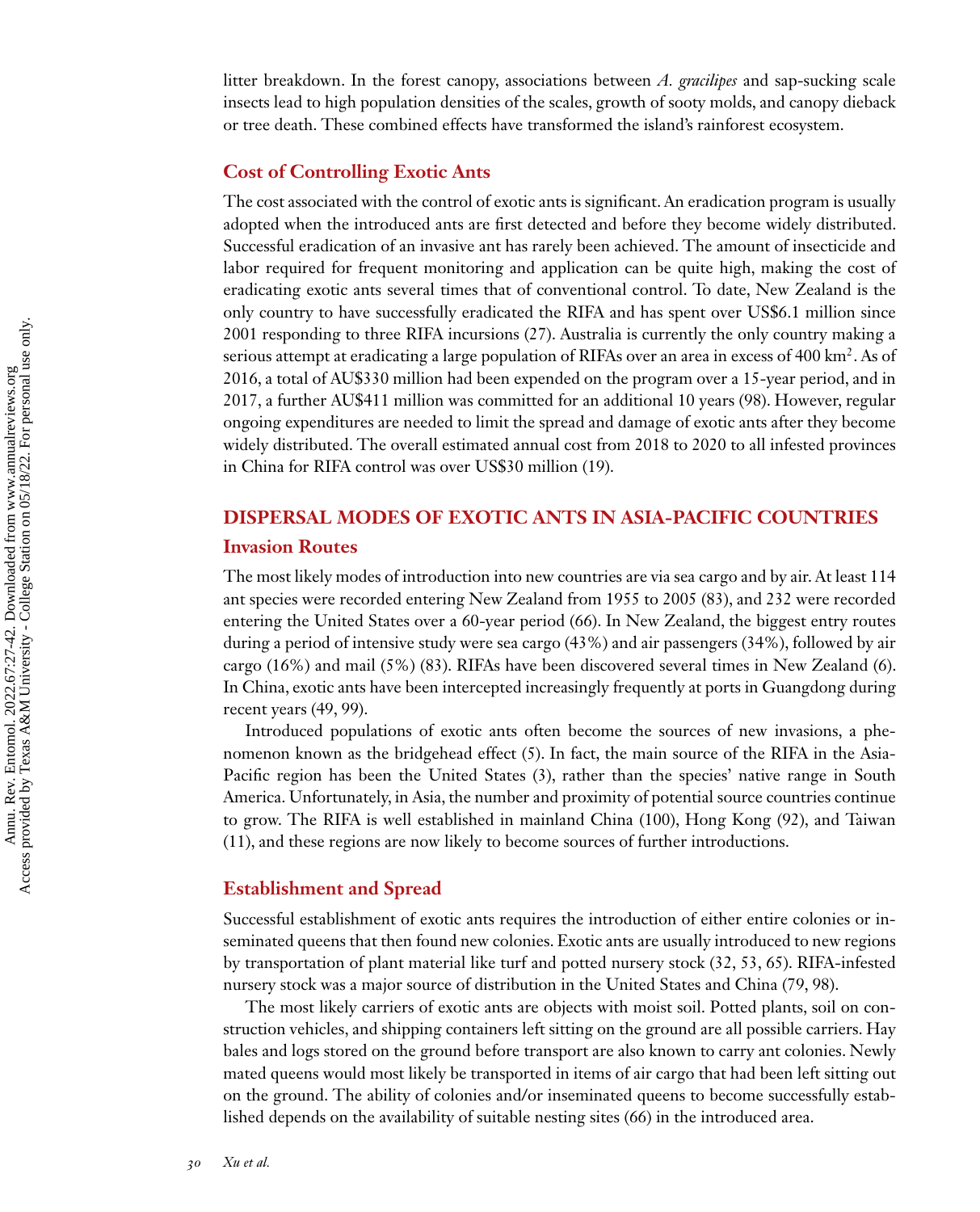litter breakdown. In the forest canopy, associations between *A. gracilipes* and sap-sucking scale insects lead to high population densities of the scales, growth of sooty molds, and canopy dieback or tree death. These combined effects have transformed the island's rainforest ecosystem.

### Cost of Controlling Exotic Ants

The cost associated with the control of exotic ants is significant. An eradication program is usually adopted when the introduced ants are first detected and before they become widely distributed. Successful eradication of an invasive ant has rarely been achieved. The amount of insecticide and labor required for frequent monitoring and application can be quite high, making the cost of eradicating exotic ants several times that of conventional control. To date, New Zealand is the only country to have successfully eradicated the RIFA and has spent over US$6.1 million since 2001 responding to three RIFA incursions (27). Australia is currently the only country making a serious attempt at eradicating a large population of RIFAs over an area in excess of 400 $km^2$. As of 2016, a total of AU$330 million had been expended on the program over a 15-year period, and in 2017, a further AU$411 million was committed for an additional 10 years (98). However, regular ongoing expenditures are needed to limit the spread and damage of exotic ants after they become widely distributed. The overall estimated annual cost from 2018 to 2020 to all infested provinces in China for RIFA control was over US$30 million (19).

## DISPERSAL MODES OF EXOTIC ANTS IN ASIA-PACIFIC COUNTRIES

### Invasion Routes

The most likely modes of introduction into new countries are via sea cargo and by air. At least 114 ant species were recorded entering New Zealand from 1955 to 2005 (83), and 232 were recorded entering the United States over a 60-year period (66). In New Zealand, the biggest entry routes during a period of intensive study were sea cargo (43%) and air passengers (34%), followed by air cargo (16%) and mail (5%) (83). RIFAs have been discovered several times in New Zealand (6). In China, exotic ants have been intercepted increasingly frequently at ports in Guangdong during recent years (49, 99).

Introduced populations of exotic ants often become the sources of new invasions, a phenomenon known as the bridgehead effect (5). In fact, the main source of the RIFA in the Asia-Pacific region has been the United States (3), rather than the species' native range in South America. Unfortunately, in Asia, the number and proximity of potential source countries continue to grow. The RIFA is well established in mainland China (100), Hong Kong (92), and Taiwan (11), and these regions are now likely to become sources of further introductions.

### Establishment and Spread

Successful establishment of exotic ants requires the introduction of either entire colonies or inseminated queens that then found new colonies. Exotic ants are usually introduced to new regions by transportation of plant material like turf and potted nursery stock (32, 53, 65). RIFA-infested nursery stock was a major source of distribution in the United States and China (79, 98).

The most likely carriers of exotic ants are objects with moist soil. Potted plants, soil on construction vehicles, and shipping containers left sitting on the ground are all possible carriers. Hay bales and logs stored on the ground before transport are also known to carry ant colonies. Newly mated queens would most likely be transported in items of air cargo that had been left sitting out on the ground. The ability of colonies and/or inseminated queens to become successfully established depends on the availability of suitable nesting sites (66) in the introduced area.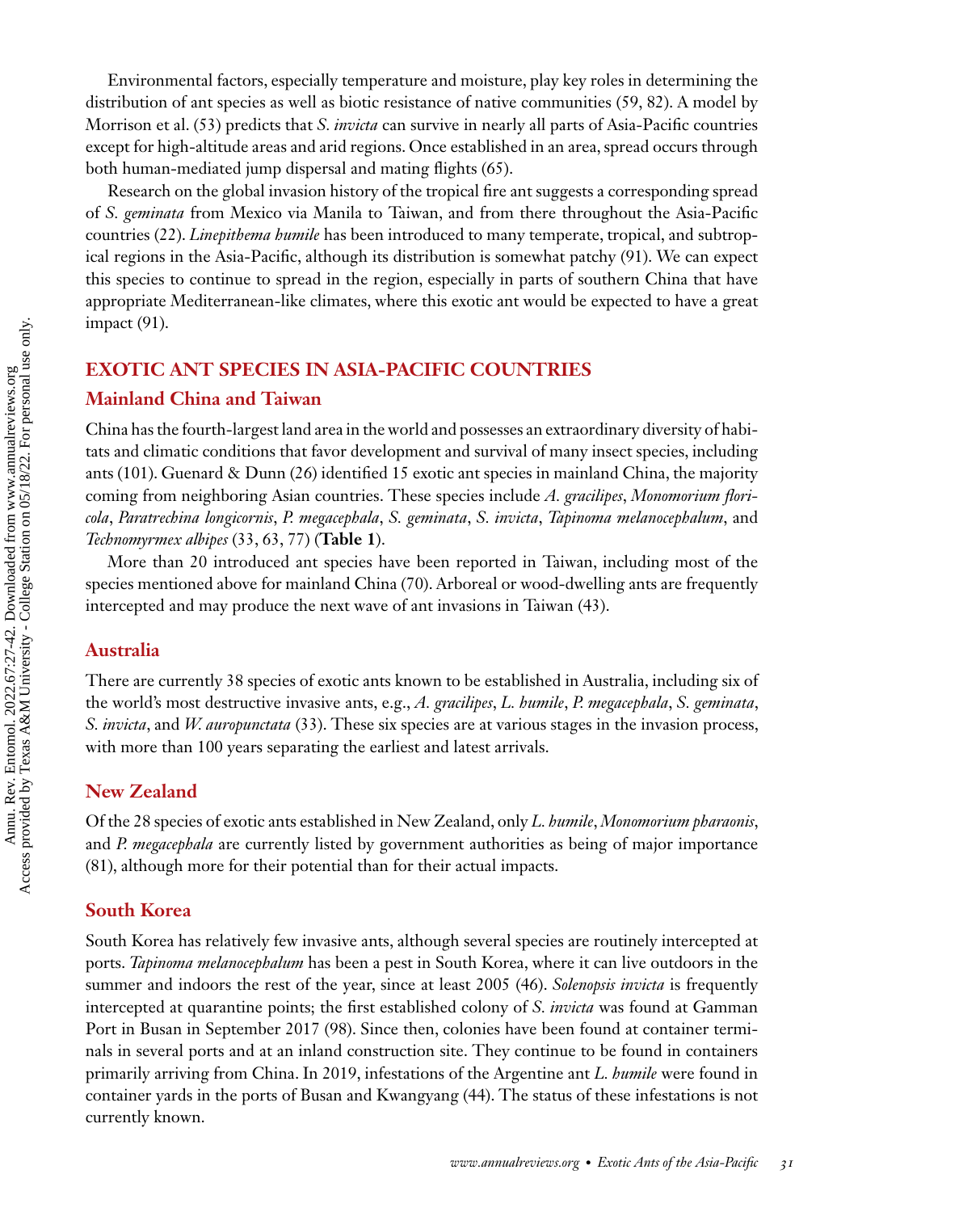Environmental factors, especially temperature and moisture, play key roles in determining the distribution of ant species as well as biotic resistance of native communities (59, 82). A model by Morrison et al. (53) predicts that *S. invicta* can survive in nearly all parts of Asia-Pacific countries except for high-altitude areas and arid regions. Once established in an area, spread occurs through both human-mediated jump dispersal and mating flights (65).

Research on the global invasion history of the tropical fire ant suggests a corresponding spread of *S. geminata* from Mexico via Manila to Taiwan, and from there throughout the Asia-Pacific countries (22). *Linepithema humile* has been introduced to many temperate, tropical, and subtropical regions in the Asia-Pacific, although its distribution is somewhat patchy (91). We can expect this species to continue to spread in the region, especially in parts of southern China that have appropriate Mediterranean-like climates, where this exotic ant would be expected to have a great impact (91).

## EXOTIC ANT SPECIES IN ASIA-PACIFIC COUNTRIES

### Mainland China and Taiwan

China has the fourth-largest land area in the world and possesses an extraordinary diversity of habitats and climatic conditions that favor development and survival of many insect species, including ants (101). Guenard & Dunn (26) identified 15 exotic ant species in mainland China, the majority coming from neighboring Asian countries. These species include *A. gracilipes*, *Monomorium floricola*, *Paratrechina longicornis*, *P. megacephala*, *S. geminata*, *S. invicta*, *Tapinoma melanocephalum*, and *Technomyrmex albipes* (33, 63, 77) (**Table 1**).

More than 20 introduced ant species have been reported in Taiwan, including most of the species mentioned above for mainland China (70). Arboreal or wood-dwelling ants are frequently intercepted and may produce the next wave of ant invasions in Taiwan (43).

### Australia

There are currently 38 species of exotic ants known to be established in Australia, including six of the world's most destructive invasive ants, e.g., *A. gracilipes*, *L. humile*, *P. megacephala*, *S. geminata*, *S. invicta*, and *W. auropunctata* (33). These six species are at various stages in the invasion process, with more than 100 years separating the earliest and latest arrivals.

### New Zealand

Of the 28 species of exotic ants established in New Zealand, only *L. humile*, *Monomorium pharaonis*, and *P. megacephala* are currently listed by government authorities as being of major importance (81), although more for their potential than for their actual impacts.

### South Korea

South Korea has relatively few invasive ants, although several species are routinely intercepted at ports. *Tapinoma melanocephalum* has been a pest in South Korea, where it can live outdoors in the summer and indoors the rest of the year, since at least 2005 (46). *Solenopsis invicta* is frequently intercepted at quarantine points; the first established colony of *S. invicta* was found at Gamman Port in Busan in September 2017 (98). Since then, colonies have been found at container terminals in several ports and at an inland construction site. They continue to be found in containers primarily arriving from China. In 2019, infestations of the Argentine ant *L. humile* were found in container yards in the ports of Busan and Kwangyang (44). The status of these infestations is not currently known.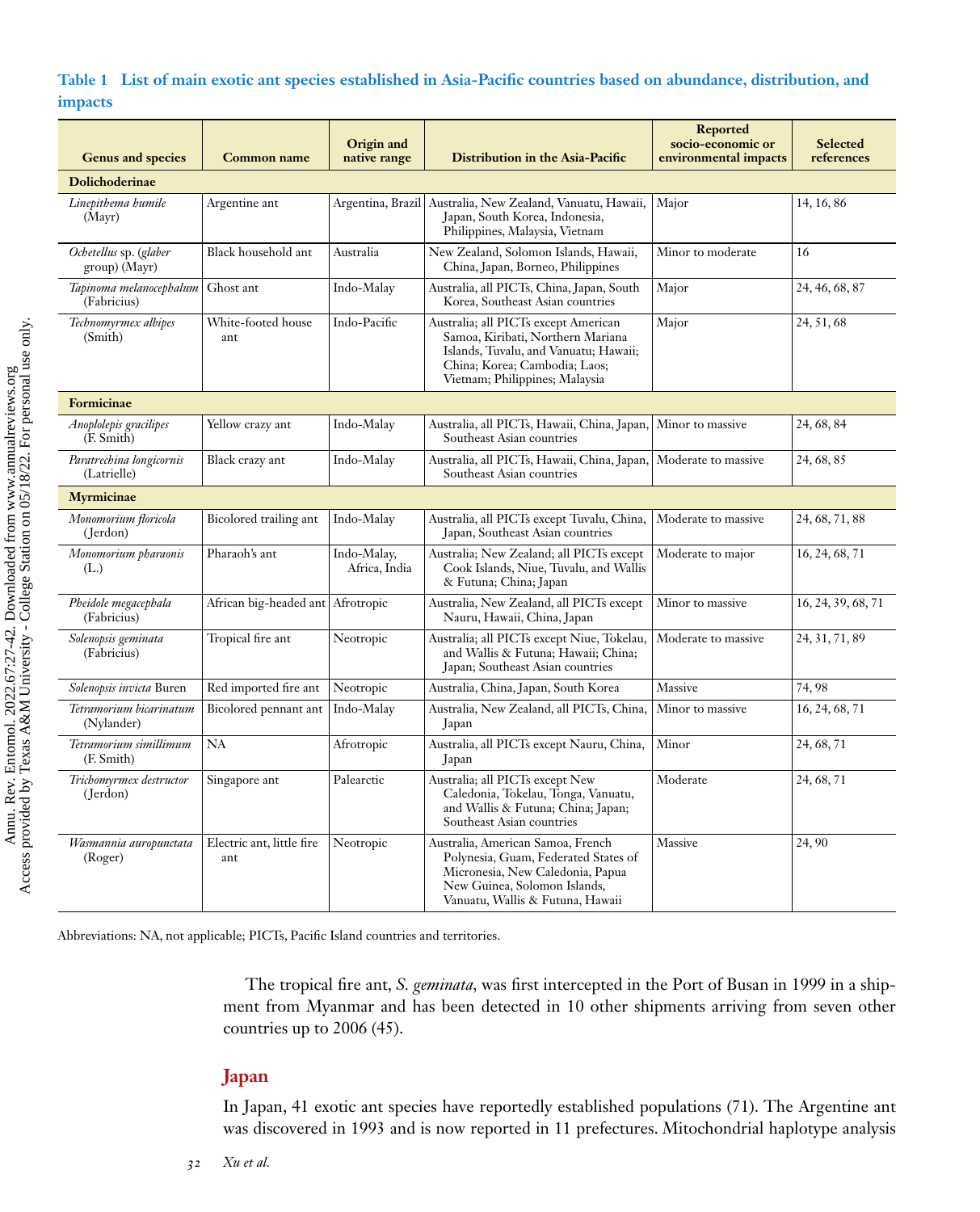**Table 1 List of main exotic ant species established in Asia-Pacific countries based on abundance, distribution, and impacts**

| Genus and species | Common name | Origin and native range | Distribution in the Asia-Pacific | Reported socio-economic or environmental impacts | Selected references |
|---|---|---|---|---|---|
| **Dolichoderinae** | | | | | |
| *Linepithema humile* (Mayr) | Argentine ant | Argentina, Brazil | Australia, New Zealand, Vanuatu, Hawaii, Japan, South Korea, Indonesia, Philippines, Malaysia, Vietnam | Major | 14, 16, 86 |
| *Ochetellus* sp. (*glaber* group) (Mayr) | Black household ant | Australia | New Zealand, Solomon Islands, Hawaii, China, Japan, Borneo, Philippines | Minor to moderate | 16 |
| *Tapinoma melanocephalum* (Fabricius) | Ghost ant | Indo-Malay | Australia, all PICTs, China, Japan, South Korea, Southeast Asian countries | Major | 24, 46, 68, 87 |
| *Technomyrmex albipes* (Smith) | White-footed house ant | Indo-Pacific | Australia; all PICTs except American Samoa, Kiribati, Northern Mariana Islands, Tuvalu, and Vanuatu; Hawaii; China; Korea; Cambodia; Laos; Vietnam; Philippines; Malaysia | Major | 24, 51, 68 |
| **Formicinae** | | | | | |
| *Anoplolepis gracilipes* (F. Smith) | Yellow crazy ant | Indo-Malay | Australia, all PICTs, Hawaii, China, Japan, Southeast Asian countries | Minor to massive | 24, 68, 84 |
| *Paratrechina longicornis* (Latrielle) | Black crazy ant | Indo-Malay | Australia, all PICTs, Hawaii, China, Japan, Southeast Asian countries | Moderate to massive | 24, 68, 85 |
| **Myrmicinae** | | | | | |
| *Monomorium floricola* (Jerdon) | Bicolored trailing ant | Indo-Malay | Australia, all PICTs except Tuvalu, China, Japan, Southeast Asian countries | Moderate to massive | 24, 68, 71, 88 |
| *Monomorium pharaonis* (L.) | Pharaoh's ant | Indo-Malay, Africa, India | Australia; New Zealand; all PICTs except Cook Islands, Niue, Tuvalu, and Wallis & Futuna; China; Japan | Moderate to major | 16, 24, 68, 71 |
| *Pheidole megacephala* (Fabricius) | African big-headed ant | Afrotropic | Australia, New Zealand, all PICTs except Nauru, Hawaii, China, Japan | Minor to massive | 16, 24, 39, 68, 71 |
| *Solenopsis geminata* (Fabricius) | Tropical fire ant | Neotropic | Australia; all PICTs except Niue, Tokelau, and Wallis & Futuna; Hawaii; China; Japan; Southeast Asian countries | Moderate to massive | 24, 31, 71, 89 |
| *Solenopsis invicta* Buren | Red imported fire ant | Neotropic | Australia, China, Japan, South Korea | Massive | 74, 98 |
| *Tetramorium bicarinatum* (Nylander) | Bicolored pennant ant | Indo-Malay | Australia, New Zealand, all PICTs, China, Japan | Minor to massive | 16, 24, 68, 71 |
| *Tetramorium simillimum* (F. Smith) | NA | Afrotropic | Australia, all PICTs except Nauru, China, Japan | Minor | 24, 68, 71 |
| *Trichomyrmex destructor* (Jerdon) | Singapore ant | Palearctic | Australia; all PICTs except New Caledonia, Tokelau, Tonga, Vanuatu, and Wallis & Futuna; China; Japan; Southeast Asian countries | Moderate | 24, 68, 71 |
| *Wasmannia auropunctata* (Roger) | Electric ant, little fire ant | Neotropic | Australia, American Samoa, French Polynesia, Guam, Federated States of Micronesia, New Caledonia, Papua New Guinea, Solomon Islands, Vanuatu, Wallis & Futuna, Hawaii | Massive | 24, 90 |

Abbreviations: NA, not applicable; PICTs, Pacific Island countries and territories.

The tropical fire ant, *S. geminata*, was first intercepted in the Port of Busan in 1999 in a shipment from Myanmar and has been detected in 10 other shipments arriving from seven other countries up to 2006 (45).

## Japan

In Japan, 41 exotic ant species have reportedly established populations (71). The Argentine ant was discovered in 1993 and is now reported in 11 prefectures. Mitochondrial haplotype analysis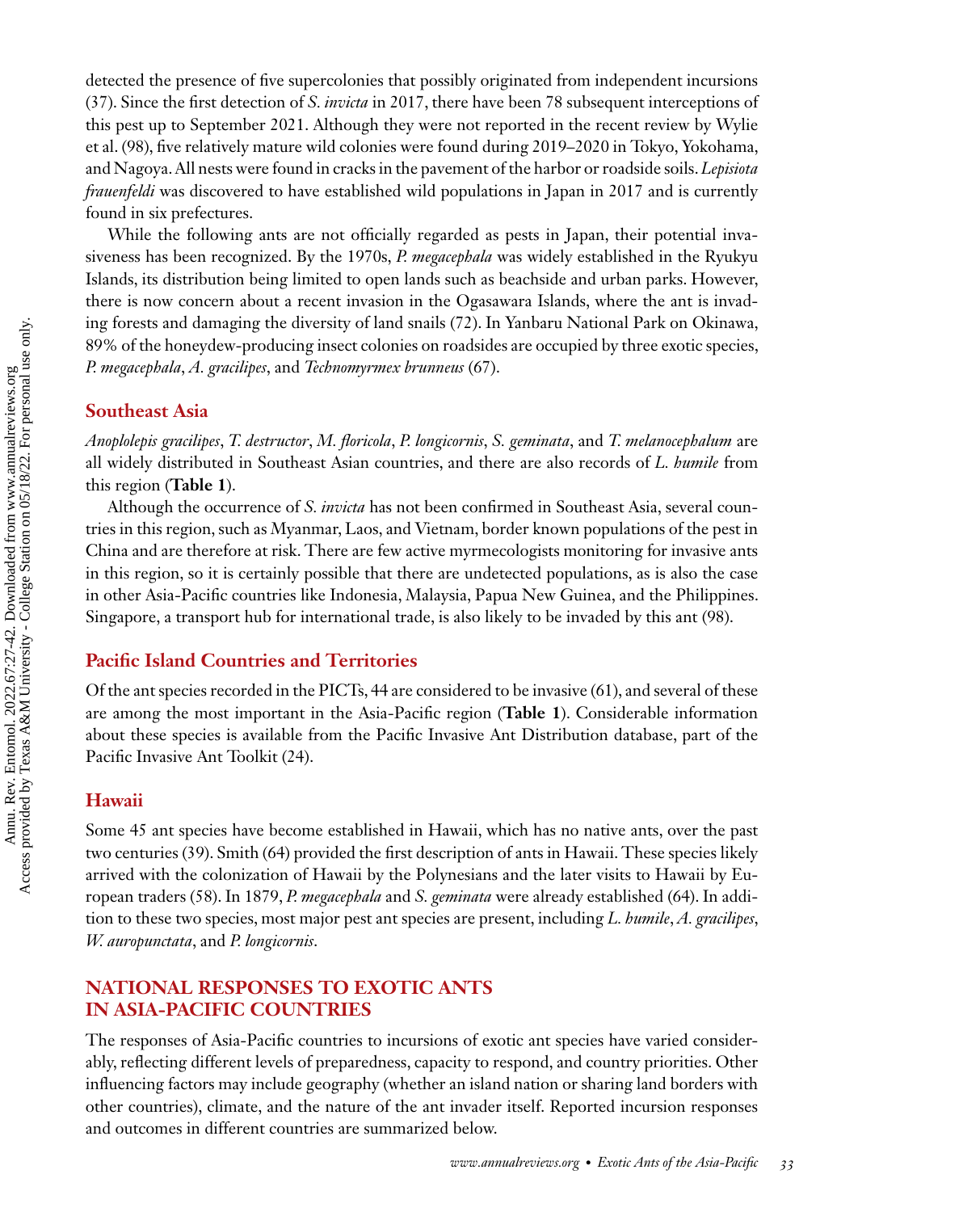detected the presence of five supercolonies that possibly originated from independent incursions (37). Since the first detection of *S. invicta* in 2017, there have been 78 subsequent interceptions of this pest up to September 2021. Although they were not reported in the recent review by Wylie et al. (98), five relatively mature wild colonies were found during 2019–2020 in Tokyo, Yokohama, and Nagoya. All nests were found in cracks in the pavement of the harbor or roadside soils. *Lepisiota frauenfeldi* was discovered to have established wild populations in Japan in 2017 and is currently found in six prefectures.

While the following ants are not officially regarded as pests in Japan, their potential invasiveness has been recognized. By the 1970s, *P. megacephala* was widely established in the Ryukyu Islands, its distribution being limited to open lands such as beachside and urban parks. However, there is now concern about a recent invasion in the Ogasawara Islands, where the ant is invading forests and damaging the diversity of land snails (72). In Yanbaru National Park on Okinawa, 89% of the honeydew-producing insect colonies on roadsides are occupied by three exotic species, *P. megacephala*, *A. gracilipes*, and *Technomyrmex brunneus* (67).

## Southeast Asia

*Anoplolepis gracilipes*, *T. destructor*, *M. floricola*, *P. longicornis*, *S. geminata*, and *T. melanocephalum* are all widely distributed in Southeast Asian countries, and there are also records of *L. humile* from this region (**Table 1**).

Although the occurrence of *S. invicta* has not been confirmed in Southeast Asia, several countries in this region, such as Myanmar, Laos, and Vietnam, border known populations of the pest in China and are therefore at risk. There are few active myrmecologists monitoring for invasive ants in this region, so it is certainly possible that there are undetected populations, as is also the case in other Asia-Pacific countries like Indonesia, Malaysia, Papua New Guinea, and the Philippines. Singapore, a transport hub for international trade, is also likely to be invaded by this ant (98).

## Pacific Island Countries and Territories

Of the ant species recorded in the PICTs, 44 are considered to be invasive (61), and several of these are among the most important in the Asia-Pacific region (**Table 1**). Considerable information about these species is available from the Pacific Invasive Ant Distribution database, part of the Pacific Invasive Ant Toolkit (24).

## Hawaii

Some 45 ant species have become established in Hawaii, which has no native ants, over the past two centuries (39). Smith (64) provided the first description of ants in Hawaii. These species likely arrived with the colonization of Hawaii by the Polynesians and the later visits to Hawaii by European traders (58). In 1879, *P. megacephala* and *S. geminata* were already established (64). In addition to these two species, most major pest ant species are present, including *L. humile*, *A. gracilipes*, *W. auropunctata*, and *P. longicornis*.

# NATIONAL RESPONSES TO EXOTIC ANTS IN ASIA-PACIFIC COUNTRIES

The responses of Asia-Pacific countries to incursions of exotic ant species have varied considerably, reflecting different levels of preparedness, capacity to respond, and country priorities. Other influencing factors may include geography (whether an island nation or sharing land borders with other countries), climate, and the nature of the ant invader itself. Reported incursion responses and outcomes in different countries are summarized below.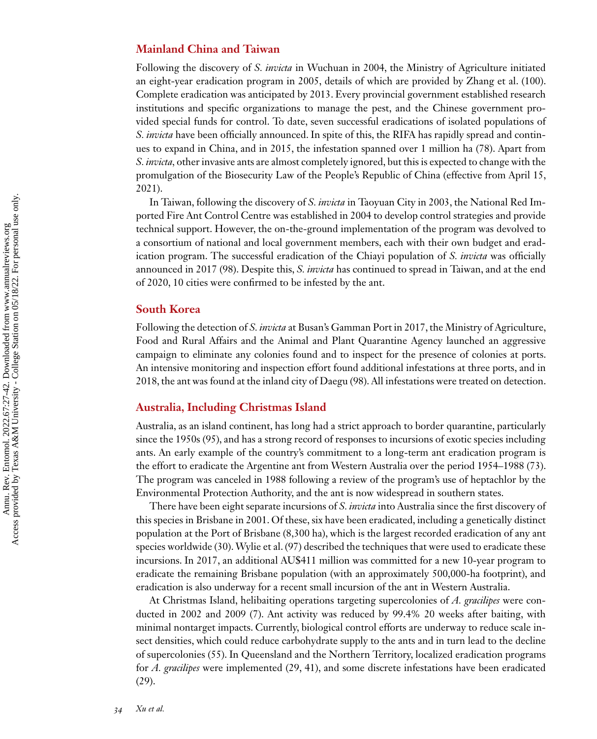## Mainland China and Taiwan

Following the discovery of *S. invicta* in Wuchuan in 2004, the Ministry of Agriculture initiated an eight-year eradication program in 2005, details of which are provided by Zhang et al. (100). Complete eradication was anticipated by 2013. Every provincial government established research institutions and specific organizations to manage the pest, and the Chinese government provided special funds for control. To date, seven successful eradications of isolated populations of *S. invicta* have been officially announced. In spite of this, the RIFA has rapidly spread and continues to expand in China, and in 2015, the infestation spanned over 1 million ha (78). Apart from *S. invicta*, other invasive ants are almost completely ignored, but this is expected to change with the promulgation of the Biosecurity Law of the People's Republic of China (effective from April 15, 2021).

In Taiwan, following the discovery of *S. invicta* in Taoyuan City in 2003, the National Red Imported Fire Ant Control Centre was established in 2004 to develop control strategies and provide technical support. However, the on-the-ground implementation of the program was devolved to a consortium of national and local government members, each with their own budget and eradication program. The successful eradication of the Chiayi population of *S. invicta* was officially announced in 2017 (98). Despite this, *S. invicta* has continued to spread in Taiwan, and at the end of 2020, 10 cities were confirmed to be infested by the ant.

## South Korea

Following the detection of *S. invicta* at Busan's Gamman Port in 2017, the Ministry of Agriculture, Food and Rural Affairs and the Animal and Plant Quarantine Agency launched an aggressive campaign to eliminate any colonies found and to inspect for the presence of colonies at ports. An intensive monitoring and inspection effort found additional infestations at three ports, and in 2018, the ant was found at the inland city of Daegu (98). All infestations were treated on detection.

## Australia, Including Christmas Island

Australia, as an island continent, has long had a strict approach to border quarantine, particularly since the 1950s (95), and has a strong record of responses to incursions of exotic species including ants. An early example of the country's commitment to a long-term ant eradication program is the effort to eradicate the Argentine ant from Western Australia over the period 1954–1988 (73). The program was canceled in 1988 following a review of the program's use of heptachlor by the Environmental Protection Authority, and the ant is now widespread in southern states.

There have been eight separate incursions of *S. invicta* into Australia since the first discovery of this species in Brisbane in 2001. Of these, six have been eradicated, including a genetically distinct population at the Port of Brisbane (8,300 ha), which is the largest recorded eradication of any ant species worldwide (30). Wylie et al. (97) described the techniques that were used to eradicate these incursions. In 2017, an additional AU$411 million was committed for a new 10-year program to eradicate the remaining Brisbane population (with an approximately 500,000-ha footprint), and eradication is also underway for a recent small incursion of the ant in Western Australia.

At Christmas Island, helibaiting operations targeting supercolonies of *A. gracilipes* were conducted in 2002 and 2009 (7). Ant activity was reduced by 99.4% 20 weeks after baiting, with minimal nontarget impacts. Currently, biological control efforts are underway to reduce scale insect densities, which could reduce carbohydrate supply to the ants and in turn lead to the decline of supercolonies (55). In Queensland and the Northern Territory, localized eradication programs for *A. gracilipes* were implemented (29, 41), and some discrete infestations have been eradicated (29).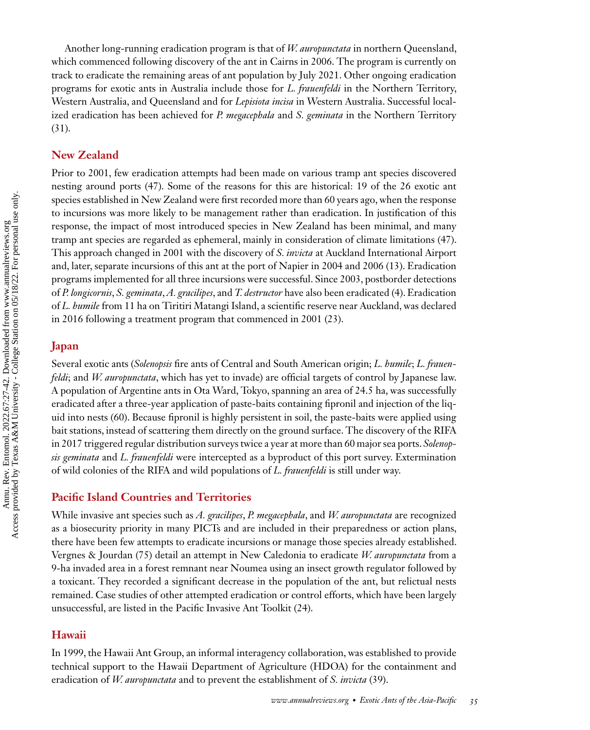Another long-running eradication program is that of *W. auropunctata* in northern Queensland, which commenced following discovery of the ant in Cairns in 2006. The program is currently on track to eradicate the remaining areas of ant population by July 2021. Other ongoing eradication programs for exotic ants in Australia include those for *L. frauenfeldi* in the Northern Territory, Western Australia, and Queensland and for *Lepisiota incisa* in Western Australia. Successful localized eradication has been achieved for *P. megacephala* and *S. geminata* in the Northern Territory (31).

## New Zealand

Prior to 2001, few eradication attempts had been made on various tramp ant species discovered nesting around ports (47). Some of the reasons for this are historical: 19 of the 26 exotic ant species established in New Zealand were first recorded more than 60 years ago, when the response to incursions was more likely to be management rather than eradication. In justification of this response, the impact of most introduced species in New Zealand has been minimal, and many tramp ant species are regarded as ephemeral, mainly in consideration of climate limitations (47). This approach changed in 2001 with the discovery of *S. invicta* at Auckland International Airport and, later, separate incursions of this ant at the port of Napier in 2004 and 2006 (13). Eradication programs implemented for all three incursions were successful. Since 2003, postborder detections of *P. longicornis*, *S. geminata*, *A. gracilipes*, and *T. destructor* have also been eradicated (4). Eradication of *L. humile* from 11 ha on Tiritiri Matangi Island, a scientific reserve near Auckland, was declared in 2016 following a treatment program that commenced in 2001 (23).

## Japan

Several exotic ants (*Solenopsis* fire ants of Central and South American origin; *L. humile*; *L. frauenfeldi*; and *W. auropunctata*, which has yet to invade) are official targets of control by Japanese law. A population of Argentine ants in Ota Ward, Tokyo, spanning an area of 24.5 ha, was successfully eradicated after a three-year application of paste-baits containing fipronil and injection of the liquid into nests (60). Because fipronil is highly persistent in soil, the paste-baits were applied using bait stations, instead of scattering them directly on the ground surface. The discovery of the RIFA in 2017 triggered regular distribution surveys twice a year at more than 60 major sea ports. *Solenopsis geminata* and *L. frauenfeldi* were intercepted as a byproduct of this port survey. Extermination of wild colonies of the RIFA and wild populations of *L. frauenfeldi* is still under way.

## Pacific Island Countries and Territories

While invasive ant species such as *A. gracilipes*, *P. megacephala*, and *W. auropunctata* are recognized as a biosecurity priority in many PICTs and are included in their preparedness or action plans, there have been few attempts to eradicate incursions or manage those species already established. Vergnes & Jourdan (75) detail an attempt in New Caledonia to eradicate *W. auropunctata* from a 9-ha invaded area in a forest remnant near Noumea using an insect growth regulator followed by a toxicant. They recorded a significant decrease in the population of the ant, but relictual nests remained. Case studies of other attempted eradication or control efforts, which have been largely unsuccessful, are listed in the Pacific Invasive Ant Toolkit (24).

## Hawaii

In 1999, the Hawaii Ant Group, an informal interagency collaboration, was established to provide technical support to the Hawaii Department of Agriculture (HDOA) for the containment and eradication of *W. auropunctata* and to prevent the establishment of *S. invicta* (39).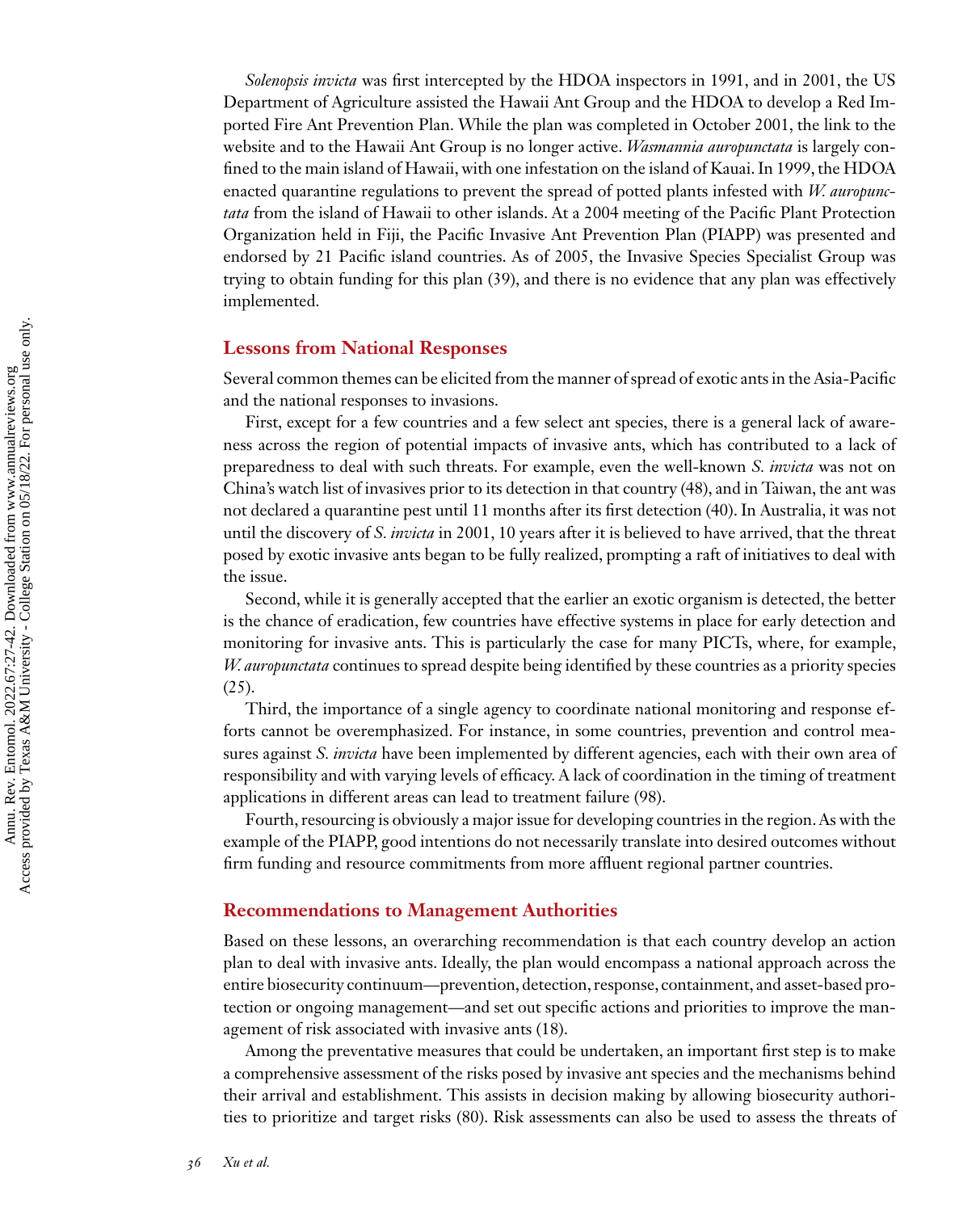*Solenopsis invicta* was first intercepted by the HDOA inspectors in 1991, and in 2001, the US Department of Agriculture assisted the Hawaii Ant Group and the HDOA to develop a Red Imported Fire Ant Prevention Plan. While the plan was completed in October 2001, the link to the website and to the Hawaii Ant Group is no longer active. *Wasmannia auropunctata* is largely confined to the main island of Hawaii, with one infestation on the island of Kauai. In 1999, the HDOA enacted quarantine regulations to prevent the spread of potted plants infested with *W. auropunctata* from the island of Hawaii to other islands. At a 2004 meeting of the Pacific Plant Protection Organization held in Fiji, the Pacific Invasive Ant Prevention Plan (PIAPP) was presented and endorsed by 21 Pacific island countries. As of 2005, the Invasive Species Specialist Group was trying to obtain funding for this plan (39), and there is no evidence that any plan was effectively implemented.

## Lessons from National Responses

Several common themes can be elicited from the manner of spread of exotic ants in the Asia-Pacific and the national responses to invasions.

First, except for a few countries and a few select ant species, there is a general lack of awareness across the region of potential impacts of invasive ants, which has contributed to a lack of preparedness to deal with such threats. For example, even the well-known *S. invicta* was not on China's watch list of invasives prior to its detection in that country (48), and in Taiwan, the ant was not declared a quarantine pest until 11 months after its first detection (40). In Australia, it was not until the discovery of *S. invicta* in 2001, 10 years after it is believed to have arrived, that the threat posed by exotic invasive ants began to be fully realized, prompting a raft of initiatives to deal with the issue.

Second, while it is generally accepted that the earlier an exotic organism is detected, the better is the chance of eradication, few countries have effective systems in place for early detection and monitoring for invasive ants. This is particularly the case for many PICTs, where, for example, *W. auropunctata* continues to spread despite being identified by these countries as a priority species (25).

Third, the importance of a single agency to coordinate national monitoring and response efforts cannot be overemphasized. For instance, in some countries, prevention and control measures against *S. invicta* have been implemented by different agencies, each with their own area of responsibility and with varying levels of efficacy. A lack of coordination in the timing of treatment applications in different areas can lead to treatment failure (98).

Fourth, resourcing is obviously a major issue for developing countries in the region. As with the example of the PIAPP, good intentions do not necessarily translate into desired outcomes without firm funding and resource commitments from more affluent regional partner countries.

## Recommendations to Management Authorities

Based on these lessons, an overarching recommendation is that each country develop an action plan to deal with invasive ants. Ideally, the plan would encompass a national approach across the entire biosecurity continuum—prevention, detection, response, containment, and asset-based protection or ongoing management—and set out specific actions and priorities to improve the management of risk associated with invasive ants (18).

Among the preventative measures that could be undertaken, an important first step is to make a comprehensive assessment of the risks posed by invasive ant species and the mechanisms behind their arrival and establishment. This assists in decision making by allowing biosecurity authorities to prioritize and target risks (80). Risk assessments can also be used to assess the threats of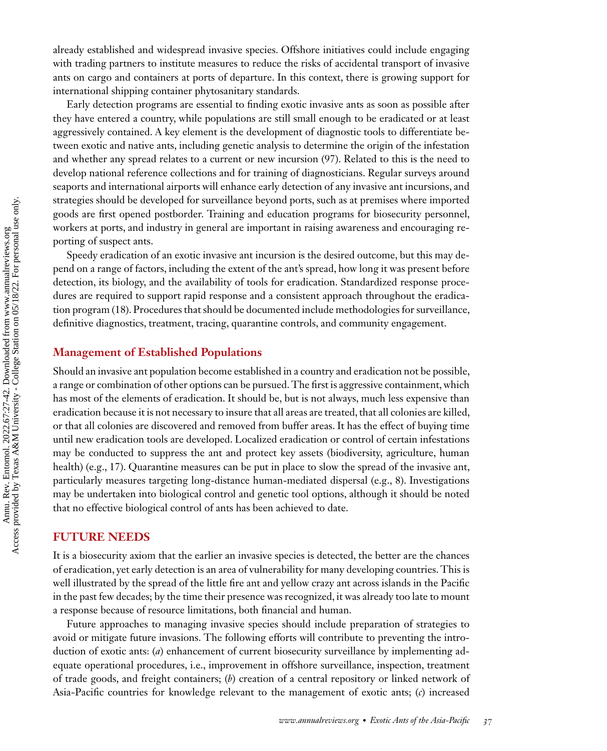already established and widespread invasive species. Offshore initiatives could include engaging with trading partners to institute measures to reduce the risks of accidental transport of invasive ants on cargo and containers at ports of departure. In this context, there is growing support for international shipping container phytosanitary standards.

Early detection programs are essential to finding exotic invasive ants as soon as possible after they have entered a country, while populations are still small enough to be eradicated or at least aggressively contained. A key element is the development of diagnostic tools to differentiate between exotic and native ants, including genetic analysis to determine the origin of the infestation and whether any spread relates to a current or new incursion (97). Related to this is the need to develop national reference collections and for training of diagnosticians. Regular surveys around seaports and international airports will enhance early detection of any invasive ant incursions, and strategies should be developed for surveillance beyond ports, such as at premises where imported goods are first opened postborder. Training and education programs for biosecurity personnel, workers at ports, and industry in general are important in raising awareness and encouraging reporting of suspect ants.

Speedy eradication of an exotic invasive ant incursion is the desired outcome, but this may depend on a range of factors, including the extent of the ant's spread, how long it was present before detection, its biology, and the availability of tools for eradication. Standardized response procedures are required to support rapid response and a consistent approach throughout the eradication program (18). Procedures that should be documented include methodologies for surveillance, definitive diagnostics, treatment, tracing, quarantine controls, and community engagement.

### Management of Established Populations

Should an invasive ant population become established in a country and eradication not be possible, a range or combination of other options can be pursued. The first is aggressive containment, which has most of the elements of eradication. It should be, but is not always, much less expensive than eradication because it is not necessary to insure that all areas are treated, that all colonies are killed, or that all colonies are discovered and removed from buffer areas. It has the effect of buying time until new eradication tools are developed. Localized eradication or control of certain infestations may be conducted to suppress the ant and protect key assets (biodiversity, agriculture, human health) (e.g., 17). Quarantine measures can be put in place to slow the spread of the invasive ant, particularly measures targeting long-distance human-mediated dispersal (e.g., 8). Investigations may be undertaken into biological control and genetic tool options, although it should be noted that no effective biological control of ants has been achieved to date.

## FUTURE NEEDS

It is a biosecurity axiom that the earlier an invasive species is detected, the better are the chances of eradication, yet early detection is an area of vulnerability for many developing countries. This is well illustrated by the spread of the little fire ant and yellow crazy ant across islands in the Pacific in the past few decades; by the time their presence was recognized, it was already too late to mount a response because of resource limitations, both financial and human.

Future approaches to managing invasive species should include preparation of strategies to avoid or mitigate future invasions. The following efforts will contribute to preventing the introduction of exotic ants: (*a*) enhancement of current biosecurity surveillance by implementing adequate operational procedures, i.e., improvement in offshore surveillance, inspection, treatment of trade goods, and freight containers; (*b*) creation of a central repository or linked network of Asia-Pacific countries for knowledge relevant to the management of exotic ants; (*c*) increased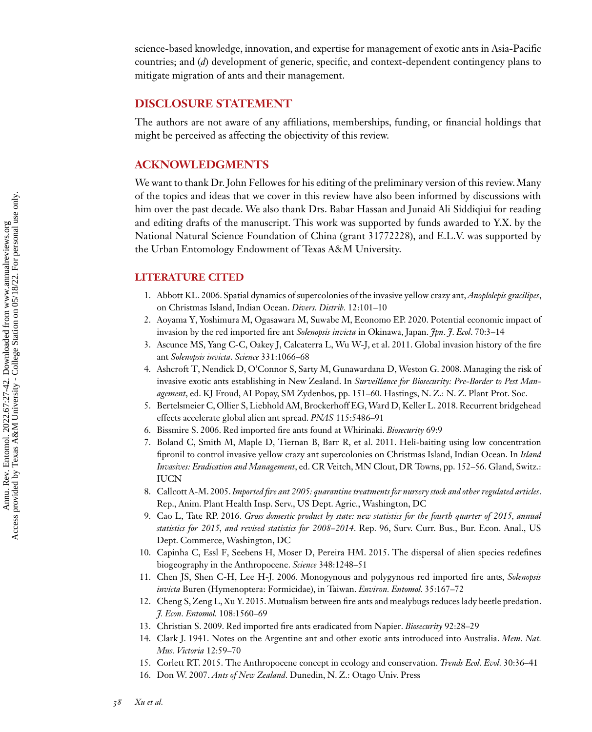science-based knowledge, innovation, and expertise for management of exotic ants in Asia-Pacific countries; and (*d*) development of generic, specific, and context-dependent contingency plans to mitigate migration of ants and their management.

## DISCLOSURE STATEMENT

The authors are not aware of any affiliations, memberships, funding, or financial holdings that might be perceived as affecting the objectivity of this review.

## ACKNOWLEDGMENTS

We want to thank Dr. John Fellowes for his editing of the preliminary version of this review. Many of the topics and ideas that we cover in this review have also been informed by discussions with him over the past decade. We also thank Drs. Babar Hassan and Junaid Ali Siddiqiui for reading and editing drafts of the manuscript. This work was supported by funds awarded to Y.X. by the National Natural Science Foundation of China (grant 31772228), and E.L.V. was supported by the Urban Entomology Endowment of Texas A&M University.

## LITERATURE CITED

1. Abbott KL. 2006. Spatial dynamics of supercolonies of the invasive yellow crazy ant, *Anoplolepis gracilipes*, on Christmas Island, Indian Ocean. *Divers. Distrib.* 12:101–10
2. Aoyama Y, Yoshimura M, Ogasawara M, Suwabe M, Economo EP. 2020. Potential economic impact of invasion by the red imported fire ant *Solenopsis invicta* in Okinawa, Japan. *Jpn. J. Ecol*. 70:3–14
3. Ascunce MS, Yang C-C, Oakey J, Calcaterra L, Wu W-J, et al. 2011. Global invasion history of the fire ant *Solenopsis invicta*. *Science* 331:1066–68
4. Ashcroft T, Nendick D, O'Connor S, Sarty M, Gunawardana D, Weston G. 2008. Managing the risk of invasive exotic ants establishing in New Zealand. In *Surveillance for Biosecurity: Pre-Border to Pest Management*, ed. KJ Froud, AI Popay, SM Zydenbos, pp. 151–60. Hastings, N. Z.: N. Z. Plant Prot. Soc.
5. Bertelsmeier C, Ollier S, Liebhold AM, Brockerhoff EG, Ward D, Keller L. 2018. Recurrent bridgehead effects accelerate global alien ant spread. *PNAS* 115:5486–91
6. Bissmire S. 2006. Red imported fire ants found at Whirinaki. *Biosecurity* 69:9
7. Boland C, Smith M, Maple D, Tiernan B, Barr R, et al. 2011. Heli-baiting using low concentration fipronil to control invasive yellow crazy ant supercolonies on Christmas Island, Indian Ocean. In *Island Invasives: Eradication and Management*, ed. CR Veitch, MN Clout, DR Towns, pp. 152–56. Gland, Switz.: IUCN
8. Callcott A-M. 2005. *Imported fire ant 2005: quarantine treatments for nursery stock and other regulated articles*. Rep., Anim. Plant Health Insp. Serv., US Dept. Agric., Washington, DC
9. Cao L, Tate RP. 2016. *Gross domestic product by state: new statistics for the fourth quarter of 2015, annual statistics for 2015, and revised statistics for 2008–2014*. Rep. 96, Surv. Curr. Bus., Bur. Econ. Anal., US Dept. Commerce, Washington, DC
10. Capinha C, Essl F, Seebens H, Moser D, Pereira HM. 2015. The dispersal of alien species redefines biogeography in the Anthropocene. *Science* 348:1248–51
11. Chen JS, Shen C-H, Lee H-J. 2006. Monogynous and polygynous red imported fire ants, *Solenopsis invicta* Buren (Hymenoptera: Formicidae), in Taiwan. *Environ. Entomol.* 35:167–72
12. Cheng S, Zeng L, Xu Y. 2015. Mutualism between fire ants and mealybugs reduces lady beetle predation. *J. Econ. Entomol.* 108:1560–69
13. Christian S. 2009. Red imported fire ants eradicated from Napier. *Biosecurity* 92:28–29
14. Clark J. 1941. Notes on the Argentine ant and other exotic ants introduced into Australia. *Mem. Nat. Mus. Victoria* 12:59–70
15. Corlett RT. 2015. The Anthropocene concept in ecology and conservation. *Trends Ecol. Evol.* 30:36–41
16. Don W. 2007. *Ants of New Zealand*. Dunedin, N. Z.: Otago Univ. Press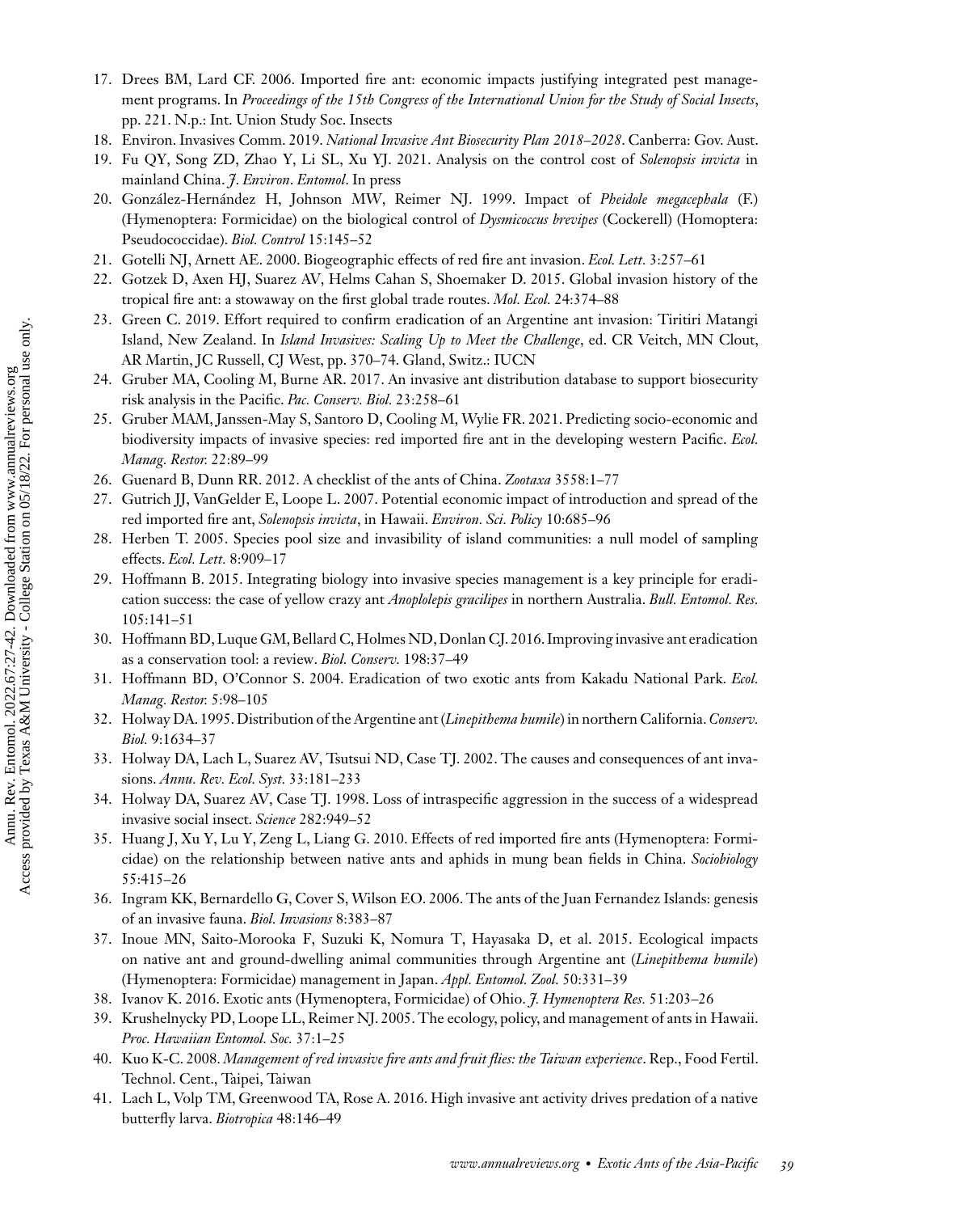17. Drees BM, Lard CF. 2006. Imported fire ant: economic impacts justifying integrated pest management programs. In *Proceedings of the 15th Congress of the International Union for the Study of Social Insects*, pp. 221. N.p.: Int. Union Study Soc. Insects
18. Environ. Invasives Comm. 2019. *National Invasive Ant Biosecurity Plan 2018–2028*. Canberra: Gov. Aust.
19. Fu QY, Song ZD, Zhao Y, Li SL, Xu YJ. 2021. Analysis on the control cost of *Solenopsis invicta* in mainland China. *J. Environ. Entomol*. In press
20. González-Hernández H, Johnson MW, Reimer NJ. 1999. Impact of *Pheidole megacephala* (F.) (Hymenoptera: Formicidae) on the biological control of *Dysmicoccus brevipes* (Cockerell) (Homoptera: Pseudococcidae). *Biol. Control* 15:145–52
21. Gotelli NJ, Arnett AE. 2000. Biogeographic effects of red fire ant invasion. *Ecol. Lett.* 3:257–61
22. Gotzek D, Axen HJ, Suarez AV, Helms Cahan S, Shoemaker D. 2015. Global invasion history of the tropical fire ant: a stowaway on the first global trade routes. *Mol. Ecol.* 24:374–88
23. Green C. 2019. Effort required to confirm eradication of an Argentine ant invasion: Tiritiri Matangi Island, New Zealand. In *Island Invasives: Scaling Up to Meet the Challenge*, ed. CR Veitch, MN Clout, AR Martin, JC Russell, CJ West, pp. 370–74. Gland, Switz.: IUCN
24. Gruber MA, Cooling M, Burne AR. 2017. An invasive ant distribution database to support biosecurity risk analysis in the Pacific. *Pac. Conserv. Biol.* 23:258–61
25. Gruber MAM, Janssen-May S, Santoro D, Cooling M, Wylie FR. 2021. Predicting socio-economic and biodiversity impacts of invasive species: red imported fire ant in the developing western Pacific. *Ecol. Manag. Restor.* 22:89–99
26. Guenard B, Dunn RR. 2012. A checklist of the ants of China. *Zootaxa* 3558:1–77
27. Gutrich JJ, VanGelder E, Loope L. 2007. Potential economic impact of introduction and spread of the red imported fire ant, *Solenopsis invicta*, in Hawaii. *Environ. Sci. Policy* 10:685–96
28. Herben T. 2005. Species pool size and invasibility of island communities: a null model of sampling effects. *Ecol. Lett.* 8:909–17
29. Hoffmann B. 2015. Integrating biology into invasive species management is a key principle for eradication success: the case of yellow crazy ant *Anoplolepis gracilipes* in northern Australia. *Bull. Entomol. Res.* 105:141–51
30. Hoffmann BD, Luque GM, Bellard C, Holmes ND, Donlan CJ. 2016. Improving invasive ant eradication as a conservation tool: a review. *Biol. Conserv.* 198:37–49
31. Hoffmann BD, O'Connor S. 2004. Eradication of two exotic ants from Kakadu National Park. *Ecol. Manag. Restor.* 5:98–105
32. Holway DA. 1995. Distribution of the Argentine ant (*Linepithema humile*) in northern California. *Conserv. Biol.* 9:1634–37
33. Holway DA, Lach L, Suarez AV, Tsutsui ND, Case TJ. 2002. The causes and consequences of ant invasions. *Annu. Rev. Ecol. Syst.* 33:181–233
34. Holway DA, Suarez AV, Case TJ. 1998. Loss of intraspecific aggression in the success of a widespread invasive social insect. *Science* 282:949–52
35. Huang J, Xu Y, Lu Y, Zeng L, Liang G. 2010. Effects of red imported fire ants (Hymenoptera: Formicidae) on the relationship between native ants and aphids in mung bean fields in China. *Sociobiology* 55:415–26
36. Ingram KK, Bernardello G, Cover S, Wilson EO. 2006. The ants of the Juan Fernandez Islands: genesis of an invasive fauna. *Biol. Invasions* 8:383–87
37. Inoue MN, Saito-Morooka F, Suzuki K, Nomura T, Hayasaka D, et al. 2015. Ecological impacts on native ant and ground-dwelling animal communities through Argentine ant (*Linepithema humile*) (Hymenoptera: Formicidae) management in Japan. *Appl. Entomol. Zool.* 50:331–39
38. Ivanov K. 2016. Exotic ants (Hymenoptera, Formicidae) of Ohio. *J. Hymenoptera Res.* 51:203–26
39. Krushelnycky PD, Loope LL, Reimer NJ. 2005. The ecology, policy, and management of ants in Hawaii. *Proc. Hawaiian Entomol. Soc.* 37:1–25
40. Kuo K-C. 2008. *Management of red invasive fire ants and fruit flies: the Taiwan experience*. Rep., Food Fertil. Technol. Cent., Taipei, Taiwan
41. Lach L, Volp TM, Greenwood TA, Rose A. 2016. High invasive ant activity drives predation of a native butterfly larva. *Biotropica* 48:146–49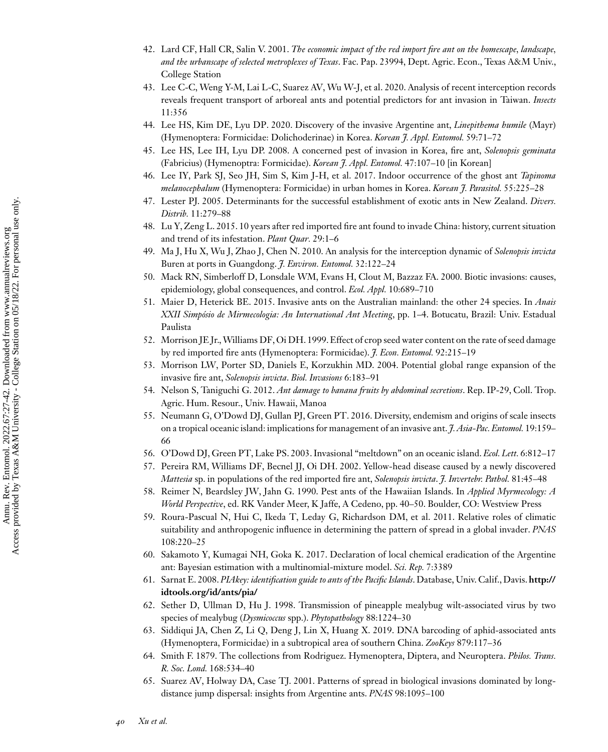42. Lard CF, Hall CR, Salin V. 2001. *The economic impact of the red import fire ant on the homescape, landscape, and the urbanscape of selected metroplexes of Texas*. Fac. Pap. 23994, Dept. Agric. Econ., Texas A&M Univ., College Station
43. Lee C-C, Weng Y-M, Lai L-C, Suarez AV, Wu W-J, et al. 2020. Analysis of recent interception records reveals frequent transport of arboreal ants and potential predictors for ant invasion in Taiwan. *Insects* 11:356
44. Lee HS, Kim DE, Lyu DP. 2020. Discovery of the invasive Argentine ant, *Linepithema humile* (Mayr) (Hymenoptera: Formicidae: Dolichoderinae) in Korea. *Korean J. Appl. Entomol.* 59:71–72
45. Lee HS, Lee IH, Lyu DP. 2008. A concerned pest of invasion in Korea, fire ant, *Solenopsis geminata* (Fabricius) (Hymenoptra: Formicidae). *Korean J. Appl. Entomol.* 47:107–10 [in Korean]
46. Lee IY, Park SJ, Seo JH, Sim S, Kim J-H, et al. 2017. Indoor occurrence of the ghost ant *Tapinoma melanocephalum* (Hymenoptera: Formicidae) in urban homes in Korea. *Korean J. Parasitol.* 55:225–28
47. Lester PJ. 2005. Determinants for the successful establishment of exotic ants in New Zealand. *Divers. Distrib.* 11:279–88
48. Lu Y, Zeng L. 2015. 10 years after red imported fire ant found to invade China: history, current situation and trend of its infestation. *Plant Quar.* 29:1–6
49. Ma J, Hu X, Wu J, Zhao J, Chen N. 2010. An analysis for the interception dynamic of *Solenopsis invicta* Buren at ports in Guangdong. *J. Environ. Entomol.* 32:122–24
50. Mack RN, Simberloff D, Lonsdale WM, Evans H, Clout M, Bazzaz FA. 2000. Biotic invasions: causes, epidemiology, global consequences, and control. *Ecol. Appl.* 10:689–710
51. Maier D, Heterick BE. 2015. Invasive ants on the Australian mainland: the other 24 species. In *Anais XXII Simpósio de Mirmecologia: An International Ant Meeting*, pp. 1–4. Botucatu, Brazil: Univ. Estadual Paulista
52. Morrison JE Jr., Williams DF, Oi DH. 1999. Effect of crop seed water content on the rate of seed damage by red imported fire ants (Hymenoptera: Formicidae). *J. Econ. Entomol.* 92:215–19
53. Morrison LW, Porter SD, Daniels E, Korzukhin MD. 2004. Potential global range expansion of the invasive fire ant, *Solenopsis invicta*. *Biol. Invasions* 6:183–91
54. Nelson S, Taniguchi G. 2012. *Ant damage to banana fruits by abdominal secretions*. Rep. IP-29, Coll. Trop. Agric. Hum. Resour., Univ. Hawaii, Manoa
55. Neumann G, O'Dowd DJ, Gullan PJ, Green PT. 2016. Diversity, endemism and origins of scale insects on a tropical oceanic island: implications for management of an invasive ant. *J. Asia-Pac. Entomol.* 19:159–66
56. O'Dowd DJ, Green PT, Lake PS. 2003. Invasional "meltdown" on an oceanic island. *Ecol. Lett.* 6:812–17
57. Pereira RM, Williams DF, Becnel JJ, Oi DH. 2002. Yellow-head disease caused by a newly discovered *Mattesia* sp. in populations of the red imported fire ant, *Solenopsis invicta*. *J. Invertebr. Pathol.* 81:45–48
58. Reimer N, Beardsley JW, Jahn G. 1990. Pest ants of the Hawaiian Islands. In *Applied Myrmecology: A World Perspective*, ed. RK Vander Meer, K Jaffe, A Cedeno, pp. 40–50. Boulder, CO: Westview Press
59. Roura-Pascual N, Hui C, Ikeda T, Leday G, Richardson DM, et al. 2011. Relative roles of climatic suitability and anthropogenic influence in determining the pattern of spread in a global invader. *PNAS* 108:220–25
60. Sakamoto Y, Kumagai NH, Goka K. 2017. Declaration of local chemical eradication of the Argentine ant: Bayesian estimation with a multinomial-mixture model. *Sci. Rep.* 7:3389
61. Sarnat E. 2008. *PIAkey: identification guide to ants of the Pacific Islands*. Database, Univ. Calif., Davis. **http://idtools.org/id/ants/pia/**
62. Sether D, Ullman D, Hu J. 1998. Transmission of pineapple mealybug wilt-associated virus by two species of mealybug (*Dysmicoccus* spp.). *Phytopathology* 88:1224–30
63. Siddiqui JA, Chen Z, Li Q, Deng J, Lin X, Huang X. 2019. DNA barcoding of aphid-associated ants (Hymenoptera, Formicidae) in a subtropical area of southern China. *ZooKeys* 879:117–36
64. Smith F. 1879. The collections from Rodriguez. Hymenoptera, Diptera, and Neuroptera. *Philos. Trans. R. Soc. Lond.* 168:534–40
65. Suarez AV, Holway DA, Case TJ. 2001. Patterns of spread in biological invasions dominated by long-distance jump dispersal: insights from Argentine ants. *PNAS* 98:1095–100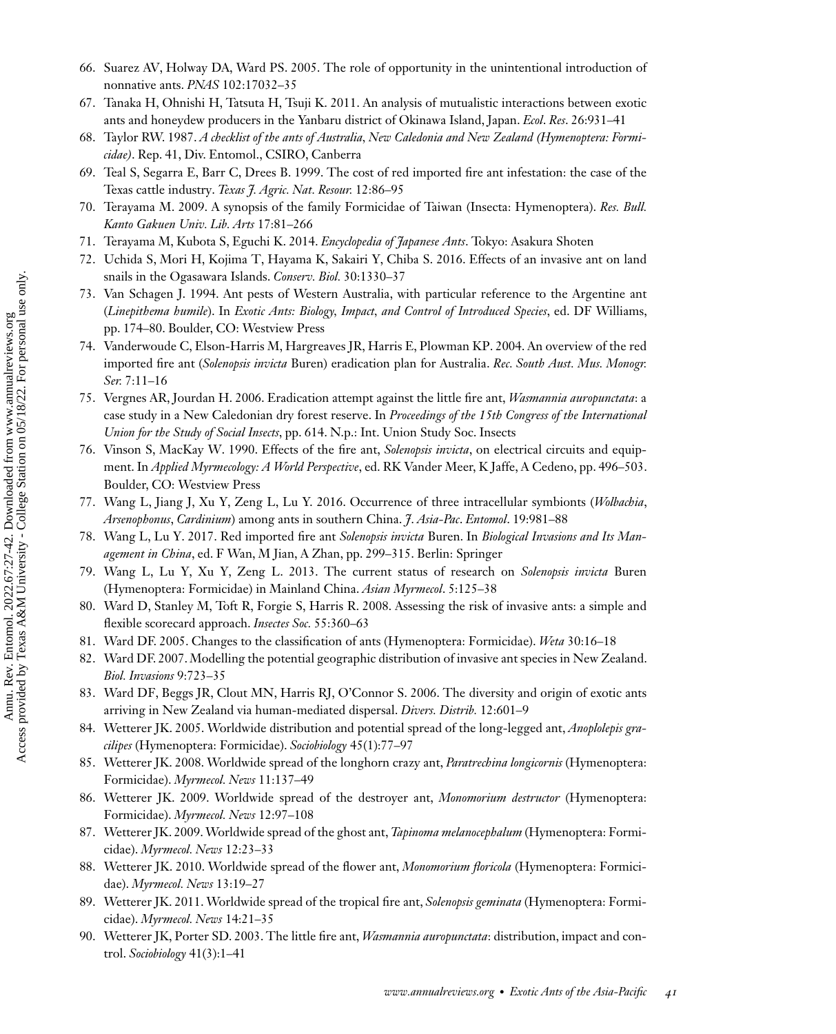66. Suarez AV, Holway DA, Ward PS. 2005. The role of opportunity in the unintentional introduction of nonnative ants. *PNAS* 102:17032–35
67. Tanaka H, Ohnishi H, Tatsuta H, Tsuji K. 2011. An analysis of mutualistic interactions between exotic ants and honeydew producers in the Yanbaru district of Okinawa Island, Japan. *Ecol. Res.* 26:931–41
68. Taylor RW. 1987. *A checklist of the ants of Australia, New Caledonia and New Zealand (Hymenoptera: Formicidae)*. Rep. 41, Div. Entomol., CSIRO, Canberra
69. Teal S, Segarra E, Barr C, Drees B. 1999. The cost of red imported fire ant infestation: the case of the Texas cattle industry. *Texas J. Agric. Nat. Resour.* 12:86–95
70. Terayama M. 2009. A synopsis of the family Formicidae of Taiwan (Insecta: Hymenoptera). *Res. Bull. Kanto Gakuen Univ. Lib. Arts* 17:81–266
71. Terayama M, Kubota S, Eguchi K. 2014. *Encyclopedia of Japanese Ants*. Tokyo: Asakura Shoten
72. Uchida S, Mori H, Kojima T, Hayama K, Sakairi Y, Chiba S. 2016. Effects of an invasive ant on land snails in the Ogasawara Islands. *Conserv. Biol.* 30:1330–37
73. Van Schagen J. 1994. Ant pests of Western Australia, with particular reference to the Argentine ant (*Linepithema humile*). In *Exotic Ants: Biology, Impact, and Control of Introduced Species*, ed. DF Williams, pp. 174–80. Boulder, CO: Westview Press
74. Vanderwoude C, Elson-Harris M, Hargreaves JR, Harris E, Plowman KP. 2004. An overview of the red imported fire ant (*Solenopsis invicta* Buren) eradication plan for Australia. *Rec. South Aust. Mus. Monogr. Ser.* 7:11–16
75. Vergnes AR, Jourdan H. 2006. Eradication attempt against the little fire ant, *Wasmannia auropunctata*: a case study in a New Caledonian dry forest reserve. In *Proceedings of the 15th Congress of the International Union for the Study of Social Insects*, pp. 614. N.p.: Int. Union Study Soc. Insects
76. Vinson S, MacKay W. 1990. Effects of the fire ant, *Solenopsis invicta*, on electrical circuits and equipment. In *Applied Myrmecology: A World Perspective*, ed. RK Vander Meer, K Jaffe, A Cedeno, pp. 496–503. Boulder, CO: Westview Press
77. Wang L, Jiang J, Xu Y, Zeng L, Lu Y. 2016. Occurrence of three intracellular symbionts (*Wolbachia*, *Arsenophonus*, *Cardinium*) among ants in southern China. *J. Asia-Pac. Entomol.* 19:981–88
78. Wang L, Lu Y. 2017. Red imported fire ant *Solenopsis invicta* Buren. In *Biological Invasions and Its Management in China*, ed. F Wan, M Jian, A Zhan, pp. 299–315. Berlin: Springer
79. Wang L, Lu Y, Xu Y, Zeng L. 2013. The current status of research on *Solenopsis invicta* Buren (Hymenoptera: Formicidae) in Mainland China. *Asian Myrmecol.* 5:125–38
80. Ward D, Stanley M, Toft R, Forgie S, Harris R. 2008. Assessing the risk of invasive ants: a simple and flexible scorecard approach. *Insectes Soc.* 55:360–63
81. Ward DF. 2005. Changes to the classification of ants (Hymenoptera: Formicidae). *Weta* 30:16–18
82. Ward DF. 2007. Modelling the potential geographic distribution of invasive ant species in New Zealand. *Biol. Invasions* 9:723–35
83. Ward DF, Beggs JR, Clout MN, Harris RJ, O'Connor S. 2006. The diversity and origin of exotic ants arriving in New Zealand via human-mediated dispersal. *Divers. Distrib.* 12:601–9
84. Wetterer JK. 2005. Worldwide distribution and potential spread of the long-legged ant, *Anoplolepis gracilipes* (Hymenoptera: Formicidae). *Sociobiology* 45(1):77–97
85. Wetterer JK. 2008. Worldwide spread of the longhorn crazy ant, *Paratrechina longicornis* (Hymenoptera: Formicidae). *Myrmecol. News* 11:137–49
86. Wetterer JK. 2009. Worldwide spread of the destroyer ant, *Monomorium destructor* (Hymenoptera: Formicidae). *Myrmecol. News* 12:97–108
87. Wetterer JK. 2009. Worldwide spread of the ghost ant, *Tapinoma melanocephalum* (Hymenoptera: Formicidae). *Myrmecol. News* 12:23–33
88. Wetterer JK. 2010. Worldwide spread of the flower ant, *Monomorium floricola* (Hymenoptera: Formicidae). *Myrmecol. News* 13:19–27
89. Wetterer JK. 2011. Worldwide spread of the tropical fire ant, *Solenopsis geminata* (Hymenoptera: Formicidae). *Myrmecol. News* 14:21–35
90. Wetterer JK, Porter SD. 2003. The little fire ant, *Wasmannia auropunctata*: distribution, impact and control. *Sociobiology* 41(3):1–41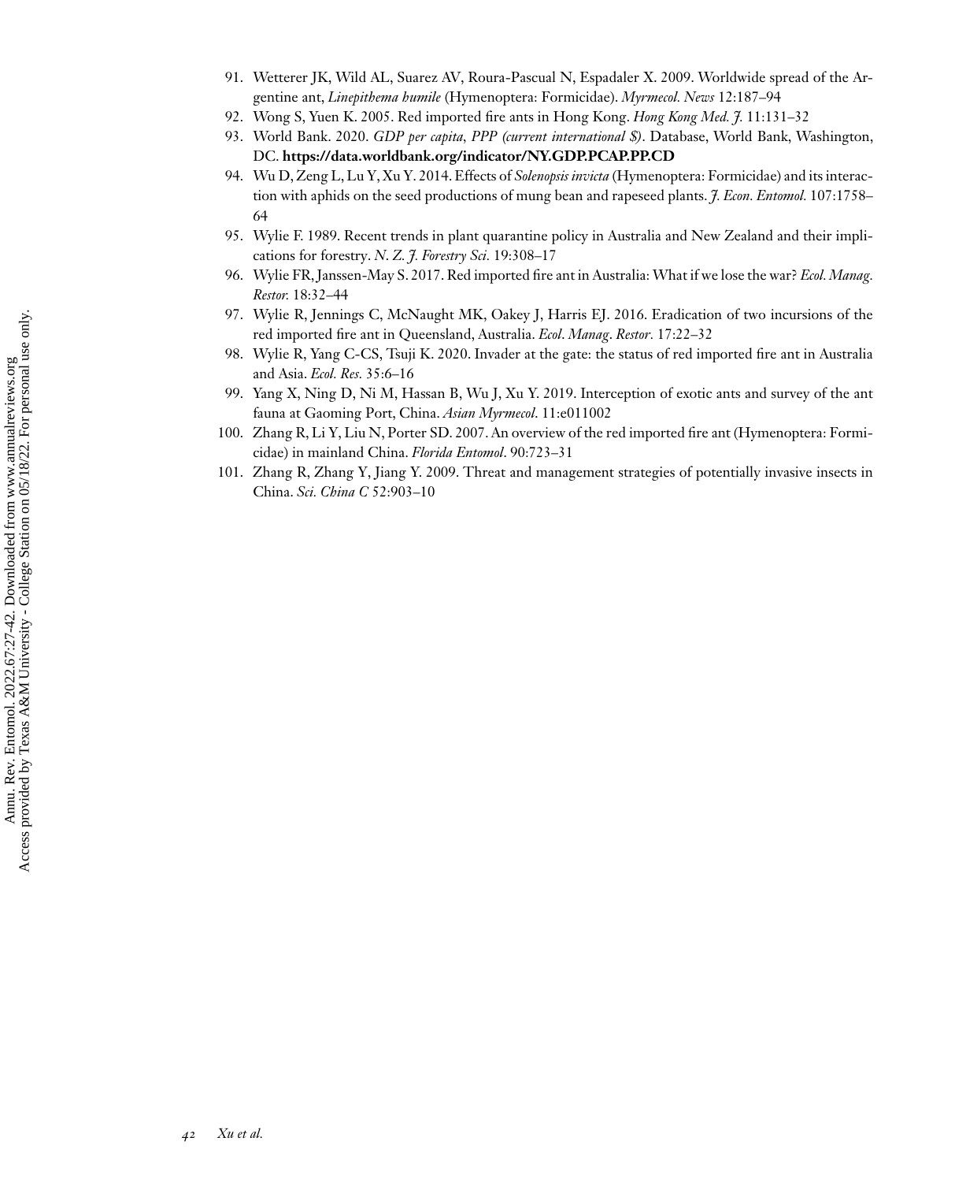91. Wetterer JK, Wild AL, Suarez AV, Roura-Pascual N, Espadaler X. 2009. Worldwide spread of the Argentine ant, *Linepithema humile* (Hymenoptera: Formicidae). *Myrmecol. News* 12:187–94
92. Wong S, Yuen K. 2005. Red imported fire ants in Hong Kong. *Hong Kong Med. J.* 11:131–32
93. World Bank. 2020. *GDP per capita, PPP (current international $)*. Database, World Bank, Washington, DC. **https://data.worldbank.org/indicator/NY.GDP.PCAP.PP.CD**
94. Wu D, Zeng L, Lu Y, Xu Y. 2014. Effects of *Solenopsis invicta* (Hymenoptera: Formicidae) and its interaction with aphids on the seed productions of mung bean and rapeseed plants. *J. Econ. Entomol.* 107:1758–64
95. Wylie F. 1989. Recent trends in plant quarantine policy in Australia and New Zealand and their implications for forestry. *N. Z. J. Forestry Sci.* 19:308–17
96. Wylie FR, Janssen-May S. 2017. Red imported fire ant in Australia: What if we lose the war? *Ecol. Manag. Restor.* 18:32–44
97. Wylie R, Jennings C, McNaught MK, Oakey J, Harris EJ. 2016. Eradication of two incursions of the red imported fire ant in Queensland, Australia. *Ecol. Manag. Restor.* 17:22–32
98. Wylie R, Yang C-CS, Tsuji K. 2020. Invader at the gate: the status of red imported fire ant in Australia and Asia. *Ecol. Res.* 35:6–16
99. Yang X, Ning D, Ni M, Hassan B, Wu J, Xu Y. 2019. Interception of exotic ants and survey of the ant fauna at Gaoming Port, China. *Asian Myrmecol.* 11:e011002
100. Zhang R, Li Y, Liu N, Porter SD. 2007. An overview of the red imported fire ant (Hymenoptera: Formicidae) in mainland China. *Florida Entomol.* 90:723–31
101. Zhang R, Zhang Y, Jiang Y. 2009. Threat and management strategies of potentially invasive insects in China. *Sci. China C* 52:903–10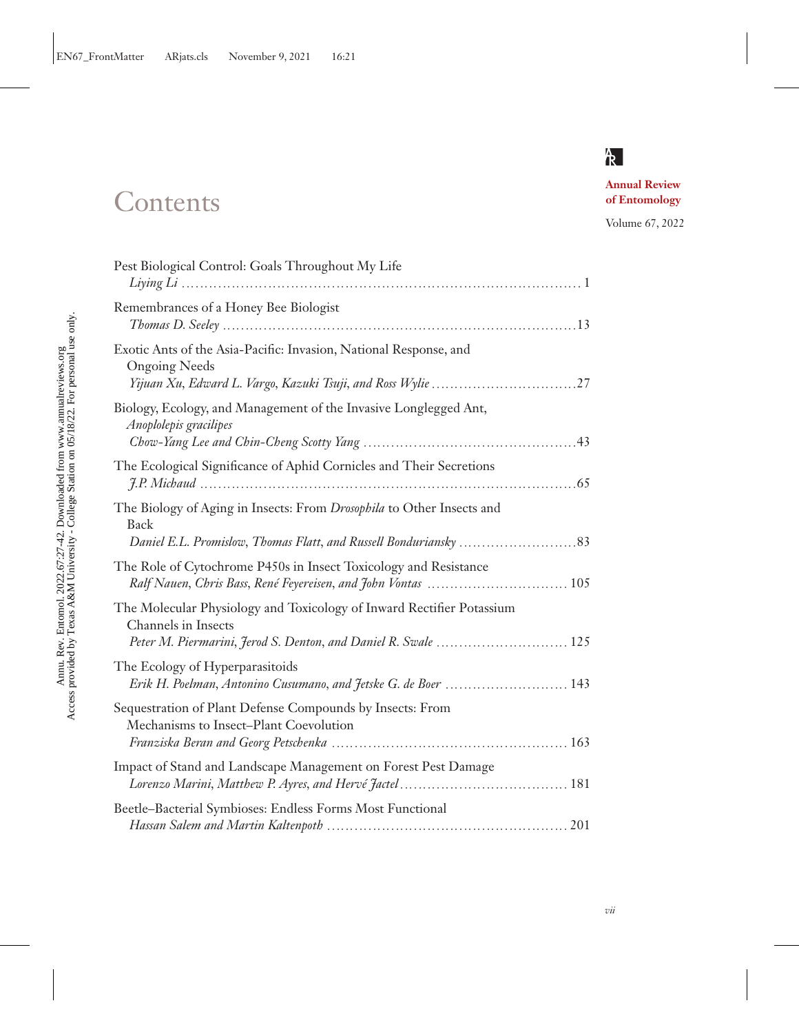# Contents

**Annual Review of Entomology**

Volume 67, 2022

Pest Biological Control: Goals Throughout My Life
*Liying Li* ........................................................................................ 1

Remembrances of a Honey Bee Biologist
*Thomas D. Seeley* ..............................................................................13

Exotic Ants of the Asia-Pacific: Invasion, National Response, and Ongoing Needs
*Yijuan Xu, Edward L. Vargo, Kazuki Tsuji, and Ross Wylie* ................................27

Biology, Ecology, and Management of the Invasive Longlegged Ant, *Anoplolepis gracilipes*
*Chow-Yang Lee and Chin-Cheng Scotty Yang* ...............................................43

The Ecological Significance of Aphid Cornicles and Their Secretions
*J.P. Michaud* .....................................................................................65

The Biology of Aging in Insects: From *Drosophila* to Other Insects and Back
*Daniel E.L. Promislow, Thomas Flatt, and Russell Bonduriansky* ..........................83

The Role of Cytochrome P450s in Insect Toxicology and Resistance
*Ralf Nauen, Chris Bass, René Feyereisen, and John Vontas* ............................... 105

The Molecular Physiology and Toxicology of Inward Rectifier Potassium Channels in Insects
*Peter M. Piermarini, Jerod S. Denton, and Daniel R. Swale* ............................. 125

The Ecology of Hyperparasitoids
*Erik H. Poelman, Antonino Cusumano, and Jetske G. de Boer* ........................... 143

Sequestration of Plant Defense Compounds by Insects: From Mechanisms to Insect–Plant Coevolution
*Franziska Beran and Georg Petschenka* .................................................... 163

Impact of Stand and Landscape Management on Forest Pest Damage
*Lorenzo Marini, Matthew P. Ayres, and Hervé Jactel* ..................................... 181

Beetle–Bacterial Symbioses: Endless Forms Most Functional
*Hassan Salem and Martin Kaltenpoth* ..................................................... 201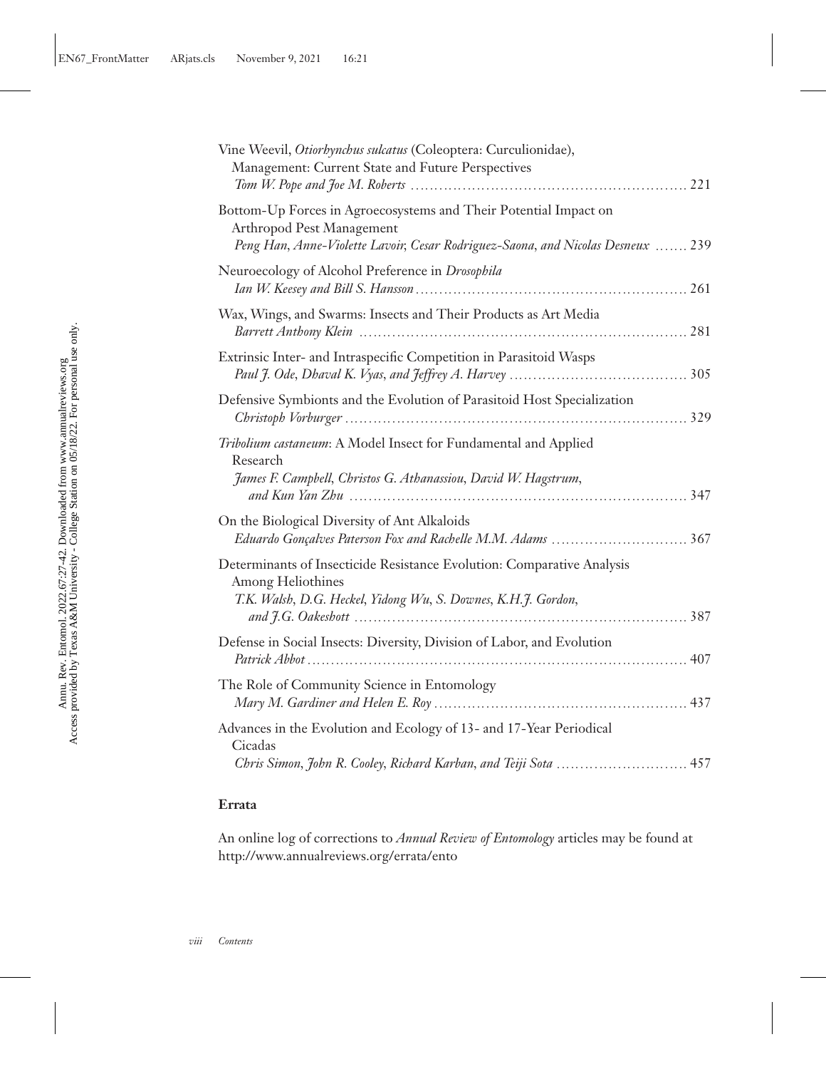Vine Weevil, *Otiorhynchus sulcatus* (Coleoptera: Curculionidae), Management: Current State and Future Perspectives
*Tom W. Pope and Joe M. Roberts* ........ 221

Bottom-Up Forces in Agroecosystems and Their Potential Impact on Arthropod Pest Management
*Peng Han, Anne-Violette Lavoir, Cesar Rodriguez-Saona, and Nicolas Desneux* ........ 239

Neuroecology of Alcohol Preference in *Drosophila*
*Ian W. Keesey and Bill S. Hansson* ........ 261

Wax, Wings, and Swarms: Insects and Their Products as Art Media
*Barrett Anthony Klein* ........ 281

Extrinsic Inter- and Intraspecific Competition in Parasitoid Wasps
*Paul J. Ode, Dhaval K. Vyas, and Jeffrey A. Harvey* ........ 305

Defensive Symbionts and the Evolution of Parasitoid Host Specialization
*Christoph Vorburger* ........ 329

*Tribolium castaneum*: A Model Insect for Fundamental and Applied Research
*James F. Campbell, Christos G. Athanassiou, David W. Hagstrum, and Kun Yan Zhu* ........ 347

On the Biological Diversity of Ant Alkaloids
*Eduardo Gonçalves Paterson Fox and Rachelle M.M. Adams* ........ 367

Determinants of Insecticide Resistance Evolution: Comparative Analysis Among Heliothines
*T.K. Walsh, D.G. Heckel, Yidong Wu, S. Downes, K.H.J. Gordon, and J.G. Oakeshott* ........ 387

Defense in Social Insects: Diversity, Division of Labor, and Evolution
*Patrick Abbot* ........ 407

The Role of Community Science in Entomology
*Mary M. Gardiner and Helen E. Roy* ........ 437

Advances in the Evolution and Ecology of 13- and 17-Year Periodical Cicadas
*Chris Simon, John R. Cooley, Richard Karban, and Teiji Sota* ........ 457

**Errata**

An online log of corrections to *Annual Review of Entomology* articles may be found at http://www.annualreviews.org/errata/ento